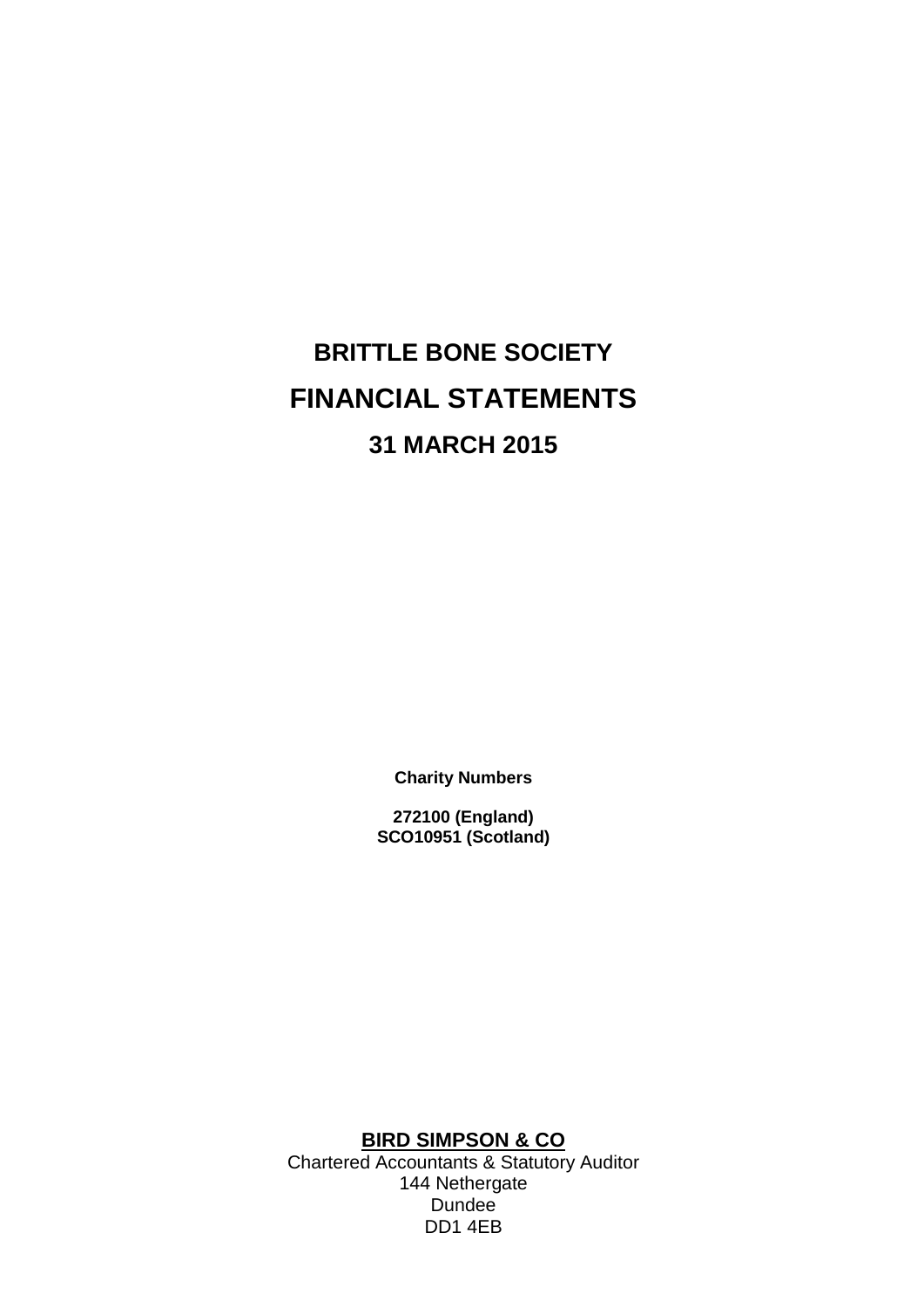# BRITTLE BONE SOCIETY

# FINANCIAL STATEMENTS

## 31 MARCH 2015

**Charity Numbers**

**272100 (England)**
**SCO10951 (Scotland)**

**BIRD SIMPSON & CO**
Chartered Accountants & Statutory Auditor
144 Nethergate
Dundee
DD1 4EB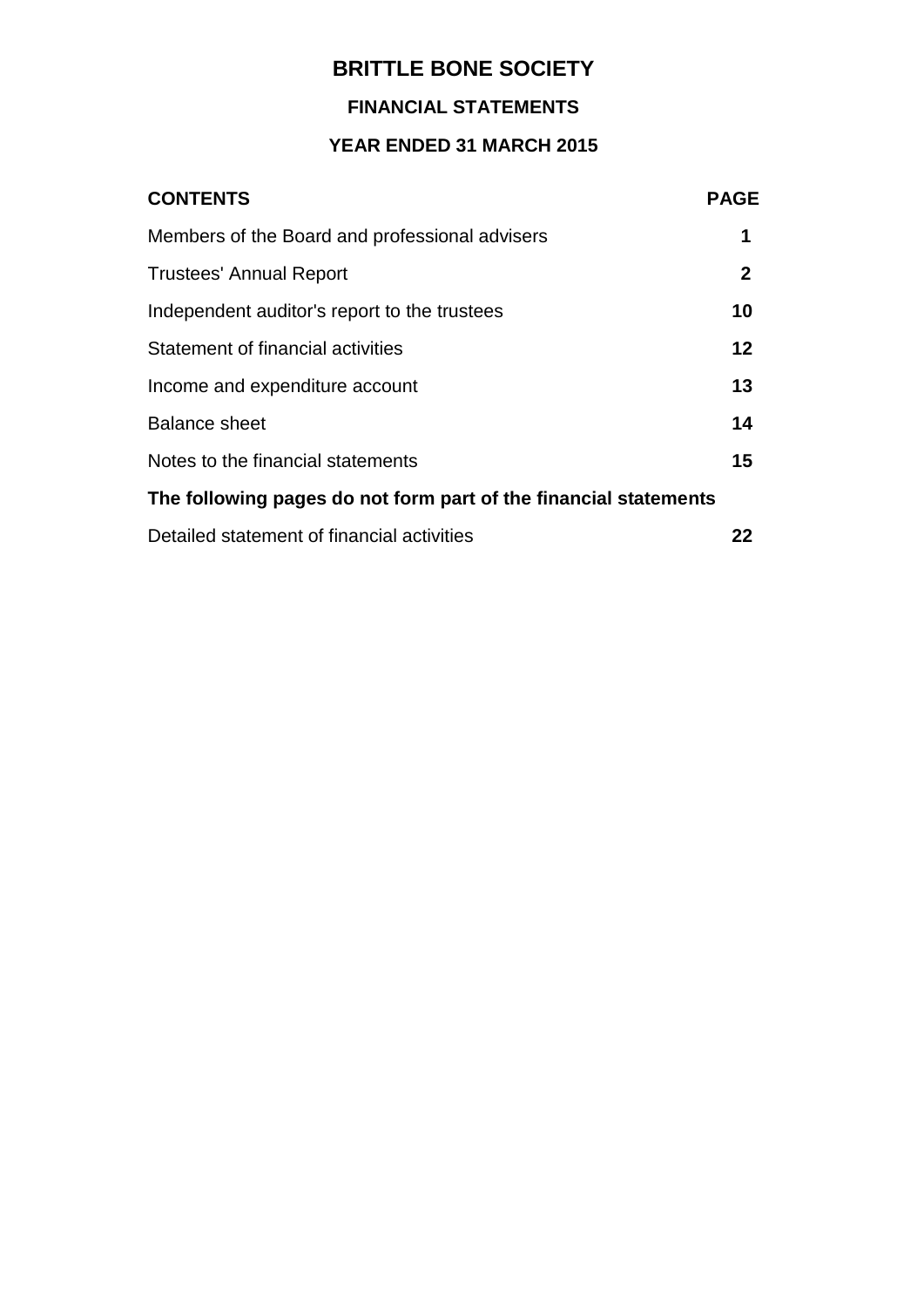# BRITTLE BONE SOCIETY

## FINANCIAL STATEMENTS

## YEAR ENDED 31 MARCH 2015

| CONTENTS | PAGE |
|---|---|
| Members of the Board and professional advisers | **1** |
| Trustees' Annual Report | **2** |
| Independent auditor's report to the trustees | **10** |
| Statement of financial activities | **12** |
| Income and expenditure account | **13** |
| Balance sheet | **14** |
| Notes to the financial statements | **15** |
| **The following pages do not form part of the financial statements** | |
| Detailed statement of financial activities | **22** |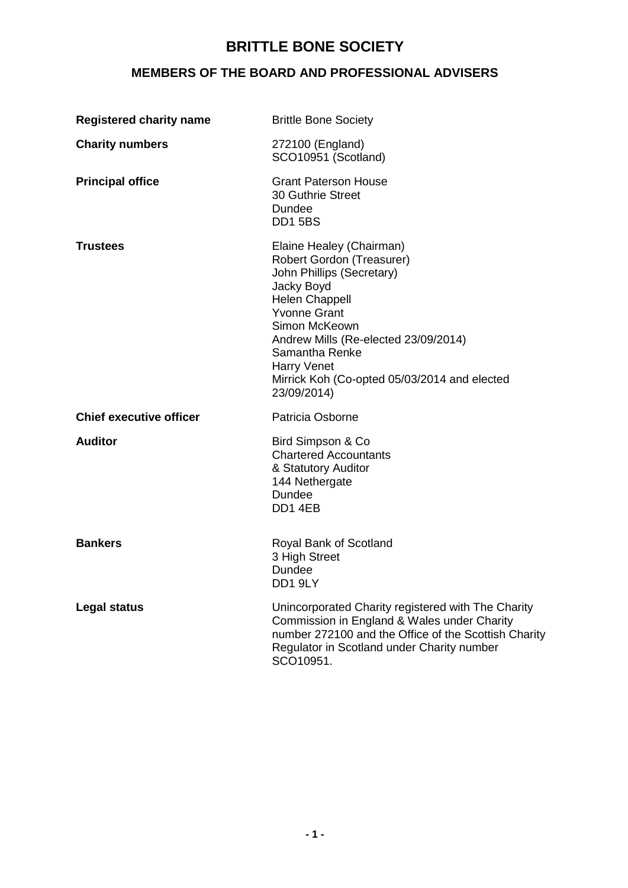# BRITTLE BONE SOCIETY

## MEMBERS OF THE BOARD AND PROFESSIONAL ADVISERS

| | |
|---|---|
| **Registered charity name** | Brittle Bone Society |
| **Charity numbers** | 272100 (England)<br>SCO10951 (Scotland) |
| **Principal office** | Grant Paterson House<br>30 Guthrie Street<br>Dundee<br>DD1 5BS |
| **Trustees** | Elaine Healey (Chairman)<br>Robert Gordon (Treasurer)<br>John Phillips (Secretary)<br>Jacky Boyd<br>Helen Chappell<br>Yvonne Grant<br>Simon McKeown<br>Andrew Mills (Re-elected 23/09/2014)<br>Samantha Renke<br>Harry Venet<br>Mirrick Koh (Co-opted 05/03/2014 and elected 23/09/2014) |
| **Chief executive officer** | Patricia Osborne |
| **Auditor** | Bird Simpson & Co<br>Chartered Accountants<br>& Statutory Auditor<br>144 Nethergate<br>Dundee<br>DD1 4EB |
| **Bankers** | Royal Bank of Scotland<br>3 High Street<br>Dundee<br>DD1 9LY |
| **Legal status** | Unincorporated Charity registered with The Charity Commission in England & Wales under Charity number 272100 and the Office of the Scottish Charity Regulator in Scotland under Charity number SCO10951. |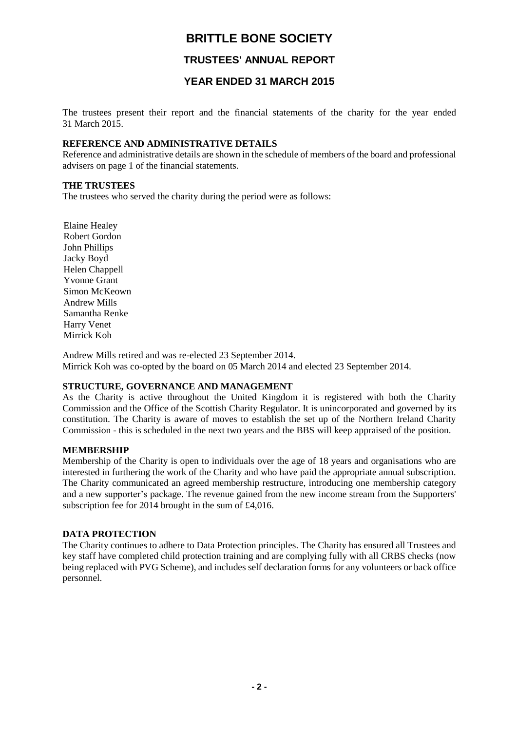# BRITTLE BONE SOCIETY

## TRUSTEES' ANNUAL REPORT

## YEAR ENDED 31 MARCH 2015

The trustees present their report and the financial statements of the charity for the year ended 31 March 2015.

**REFERENCE AND ADMINISTRATIVE DETAILS**

Reference and administrative details are shown in the schedule of members of the board and professional advisers on page 1 of the financial statements.

**THE TRUSTEES**

The trustees who served the charity during the period were as follows:

Elaine Healey
Robert Gordon
John Phillips
Jacky Boyd
Helen Chappell
Yvonne Grant
Simon McKeown
Andrew Mills
Samantha Renke
Harry Venet
Mirrick Koh

Andrew Mills retired and was re-elected 23 September 2014.
Mirrick Koh was co-opted by the board on 05 March 2014 and elected 23 September 2014.

**STRUCTURE, GOVERNANCE AND MANAGEMENT**

As the Charity is active throughout the United Kingdom it is registered with both the Charity Commission and the Office of the Scottish Charity Regulator. It is unincorporated and governed by its constitution. The Charity is aware of moves to establish the set up of the Northern Ireland Charity Commission - this is scheduled in the next two years and the BBS will keep appraised of the position.

**MEMBERSHIP**

Membership of the Charity is open to individuals over the age of 18 years and organisations who are interested in furthering the work of the Charity and who have paid the appropriate annual subscription. The Charity communicated an agreed membership restructure, introducing one membership category and a new supporter's package. The revenue gained from the new income stream from the Supporters' subscription fee for 2014 brought in the sum of £4,016.

**DATA PROTECTION**

The Charity continues to adhere to Data Protection principles. The Charity has ensured all Trustees and key staff have completed child protection training and are complying fully with all CRBS checks (now being replaced with PVG Scheme), and includes self declaration forms for any volunteers or back office personnel.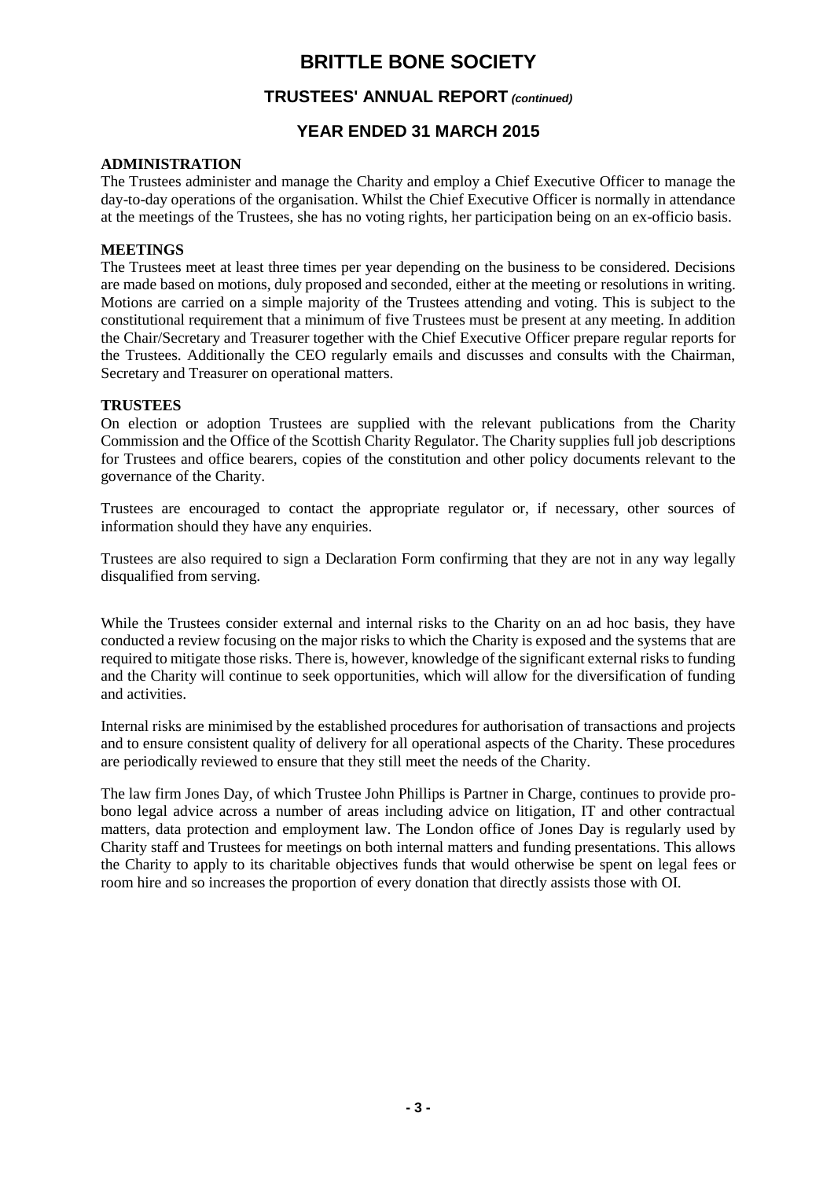# BRITTLE BONE SOCIETY

## TRUSTEES' ANNUAL REPORT *(continued)*

## YEAR ENDED 31 MARCH 2015

### ADMINISTRATION

The Trustees administer and manage the Charity and employ a Chief Executive Officer to manage the day-to-day operations of the organisation. Whilst the Chief Executive Officer is normally in attendance at the meetings of the Trustees, she has no voting rights, her participation being on an ex-officio basis.

### MEETINGS

The Trustees meet at least three times per year depending on the business to be considered. Decisions are made based on motions, duly proposed and seconded, either at the meeting or resolutions in writing. Motions are carried on a simple majority of the Trustees attending and voting. This is subject to the constitutional requirement that a minimum of five Trustees must be present at any meeting. In addition the Chair/Secretary and Treasurer together with the Chief Executive Officer prepare regular reports for the Trustees. Additionally the CEO regularly emails and discusses and consults with the Chairman, Secretary and Treasurer on operational matters.

### TRUSTEES

On election or adoption Trustees are supplied with the relevant publications from the Charity Commission and the Office of the Scottish Charity Regulator. The Charity supplies full job descriptions for Trustees and office bearers, copies of the constitution and other policy documents relevant to the governance of the Charity.

Trustees are encouraged to contact the appropriate regulator or, if necessary, other sources of information should they have any enquiries.

Trustees are also required to sign a Declaration Form confirming that they are not in any way legally disqualified from serving.

While the Trustees consider external and internal risks to the Charity on an ad hoc basis, they have conducted a review focusing on the major risks to which the Charity is exposed and the systems that are required to mitigate those risks. There is, however, knowledge of the significant external risks to funding and the Charity will continue to seek opportunities, which will allow for the diversification of funding and activities.

Internal risks are minimised by the established procedures for authorisation of transactions and projects and to ensure consistent quality of delivery for all operational aspects of the Charity. These procedures are periodically reviewed to ensure that they still meet the needs of the Charity.

The law firm Jones Day, of which Trustee John Phillips is Partner in Charge, continues to provide pro-bono legal advice across a number of areas including advice on litigation, IT and other contractual matters, data protection and employment law. The London office of Jones Day is regularly used by Charity staff and Trustees for meetings on both internal matters and funding presentations. This allows the Charity to apply to its charitable objectives funds that would otherwise be spent on legal fees or room hire and so increases the proportion of every donation that directly assists those with OI.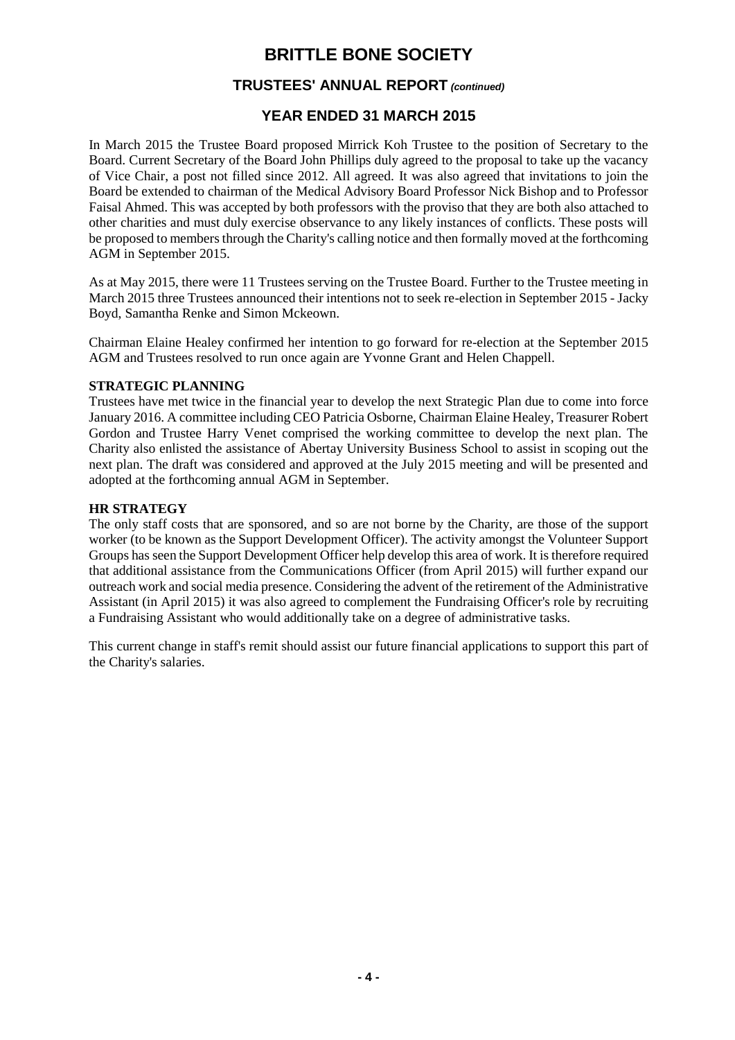# BRITTLE BONE SOCIETY

## TRUSTEES' ANNUAL REPORT *(continued)*

## YEAR ENDED 31 MARCH 2015

In March 2015 the Trustee Board proposed Mirrick Koh Trustee to the position of Secretary to the Board. Current Secretary of the Board John Phillips duly agreed to the proposal to take up the vacancy of Vice Chair, a post not filled since 2012. All agreed. It was also agreed that invitations to join the Board be extended to chairman of the Medical Advisory Board Professor Nick Bishop and to Professor Faisal Ahmed. This was accepted by both professors with the proviso that they are both also attached to other charities and must duly exercise observance to any likely instances of conflicts. These posts will be proposed to members through the Charity's calling notice and then formally moved at the forthcoming AGM in September 2015.

As at May 2015, there were 11 Trustees serving on the Trustee Board. Further to the Trustee meeting in March 2015 three Trustees announced their intentions not to seek re-election in September 2015 - Jacky Boyd, Samantha Renke and Simon Mckeown.

Chairman Elaine Healey confirmed her intention to go forward for re-election at the September 2015 AGM and Trustees resolved to run once again are Yvonne Grant and Helen Chappell.

**STRATEGIC PLANNING**

Trustees have met twice in the financial year to develop the next Strategic Plan due to come into force January 2016. A committee including CEO Patricia Osborne, Chairman Elaine Healey, Treasurer Robert Gordon and Trustee Harry Venet comprised the working committee to develop the next plan. The Charity also enlisted the assistance of Abertay University Business School to assist in scoping out the next plan. The draft was considered and approved at the July 2015 meeting and will be presented and adopted at the forthcoming annual AGM in September.

**HR STRATEGY**

The only staff costs that are sponsored, and so are not borne by the Charity, are those of the support worker (to be known as the Support Development Officer). The activity amongst the Volunteer Support Groups has seen the Support Development Officer help develop this area of work. It is therefore required that additional assistance from the Communications Officer (from April 2015) will further expand our outreach work and social media presence. Considering the advent of the retirement of the Administrative Assistant (in April 2015) it was also agreed to complement the Fundraising Officer's role by recruiting a Fundraising Assistant who would additionally take on a degree of administrative tasks.

This current change in staff's remit should assist our future financial applications to support this part of the Charity's salaries.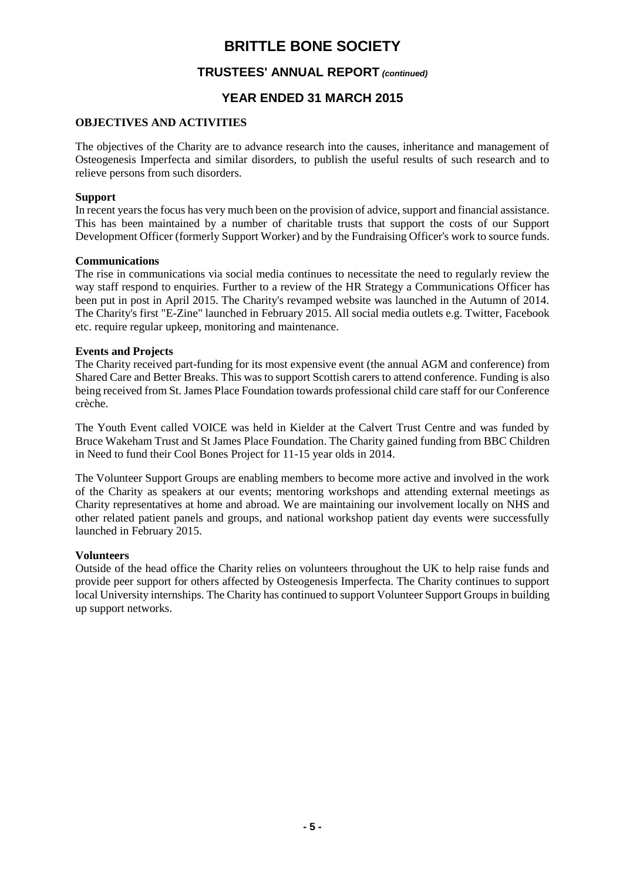# BRITTLE BONE SOCIETY

## TRUSTEES' ANNUAL REPORT *(continued)*

## YEAR ENDED 31 MARCH 2015

### OBJECTIVES AND ACTIVITIES

The objectives of the Charity are to advance research into the causes, inheritance and management of Osteogenesis Imperfecta and similar disorders, to publish the useful results of such research and to relieve persons from such disorders.

**Support**
In recent years the focus has very much been on the provision of advice, support and financial assistance. This has been maintained by a number of charitable trusts that support the costs of our Support Development Officer (formerly Support Worker) and by the Fundraising Officer's work to source funds.

**Communications**
The rise in communications via social media continues to necessitate the need to regularly review the way staff respond to enquiries. Further to a review of the HR Strategy a Communications Officer has been put in post in April 2015. The Charity's revamped website was launched in the Autumn of 2014. The Charity's first "E-Zine" launched in February 2015. All social media outlets e.g. Twitter, Facebook etc. require regular upkeep, monitoring and maintenance.

**Events and Projects**
The Charity received part-funding for its most expensive event (the annual AGM and conference) from Shared Care and Better Breaks. This was to support Scottish carers to attend conference. Funding is also being received from St. James Place Foundation towards professional child care staff for our Conference crèche.

The Youth Event called VOICE was held in Kielder at the Calvert Trust Centre and was funded by Bruce Wakeham Trust and St James Place Foundation. The Charity gained funding from BBC Children in Need to fund their Cool Bones Project for 11-15 year olds in 2014.

The Volunteer Support Groups are enabling members to become more active and involved in the work of the Charity as speakers at our events; mentoring workshops and attending external meetings as Charity representatives at home and abroad. We are maintaining our involvement locally on NHS and other related patient panels and groups, and national workshop patient day events were successfully launched in February 2015.

**Volunteers**
Outside of the head office the Charity relies on volunteers throughout the UK to help raise funds and provide peer support for others affected by Osteogenesis Imperfecta. The Charity continues to support local University internships. The Charity has continued to support Volunteer Support Groups in building up support networks.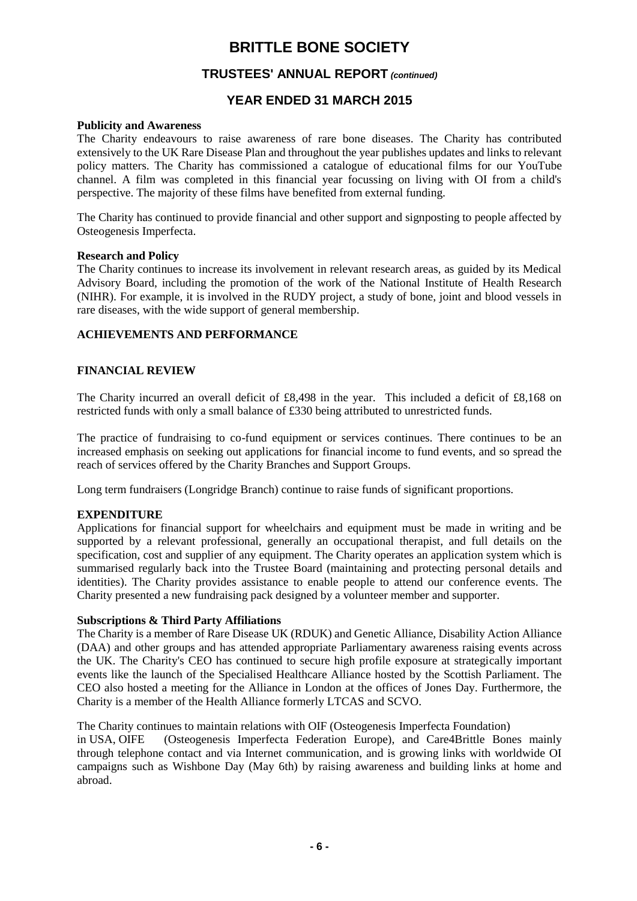**Publicity and Awareness**
The Charity endeavours to raise awareness of rare bone diseases. The Charity has contributed extensively to the UK Rare Disease Plan and throughout the year publishes updates and links to relevant policy matters. The Charity has commissioned a catalogue of educational films for our YouTube channel. A film was completed in this financial year focussing on living with OI from a child's perspective. The majority of these films have benefited from external funding.

The Charity has continued to provide financial and other support and signposting to people affected by Osteogenesis Imperfecta.

**Research and Policy**
The Charity continues to increase its involvement in relevant research areas, as guided by its Medical Advisory Board, including the promotion of the work of the National Institute of Health Research (NIHR). For example, it is involved in the RUDY project, a study of bone, joint and blood vessels in rare diseases, with the wide support of general membership.

## ACHIEVEMENTS AND PERFORMANCE

## FINANCIAL REVIEW

The Charity incurred an overall deficit of £8,498 in the year. This included a deficit of £8,168 on restricted funds with only a small balance of £330 being attributed to unrestricted funds.

The practice of fundraising to co-fund equipment or services continues. There continues to be an increased emphasis on seeking out applications for financial income to fund events, and so spread the reach of services offered by the Charity Branches and Support Groups.

Long term fundraisers (Longridge Branch) continue to raise funds of significant proportions.

## EXPENDITURE

Applications for financial support for wheelchairs and equipment must be made in writing and be supported by a relevant professional, generally an occupational therapist, and full details on the specification, cost and supplier of any equipment. The Charity operates an application system which is summarised regularly back into the Trustee Board (maintaining and protecting personal details and identities). The Charity provides assistance to enable people to attend our conference events. The Charity presented a new fundraising pack designed by a volunteer member and supporter.

**Subscriptions & Third Party Affiliations**
The Charity is a member of Rare Disease UK (RDUK) and Genetic Alliance, Disability Action Alliance (DAA) and other groups and has attended appropriate Parliamentary awareness raising events across the UK. The Charity's CEO has continued to secure high profile exposure at strategically important events like the launch of the Specialised Healthcare Alliance hosted by the Scottish Parliament. The CEO also hosted a meeting for the Alliance in London at the offices of Jones Day. Furthermore, the Charity is a member of the Health Alliance formerly LTCAS and SCVO.

The Charity continues to maintain relations with OIF (Osteogenesis Imperfecta Foundation) in USA, OIFE (Osteogenesis Imperfecta Federation Europe), and Care4Brittle Bones mainly through telephone contact and via Internet communication, and is growing links with worldwide OI campaigns such as Wishbone Day (May 6th) by raising awareness and building links at home and abroad.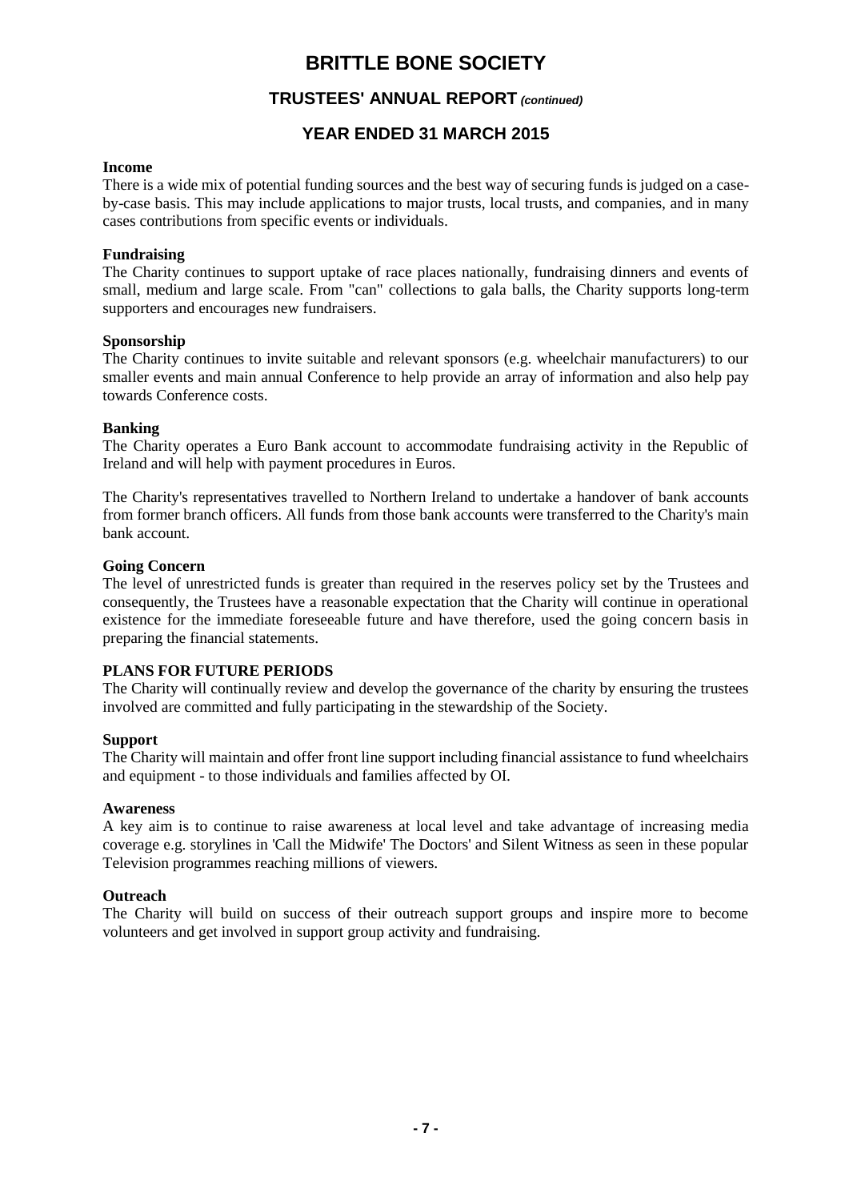# BRITTLE BONE SOCIETY

## TRUSTEES' ANNUAL REPORT *(continued)*

## YEAR ENDED 31 MARCH 2015

**Income**
There is a wide mix of potential funding sources and the best way of securing funds is judged on a case-by-case basis. This may include applications to major trusts, local trusts, and companies, and in many cases contributions from specific events or individuals.

**Fundraising**
The Charity continues to support uptake of race places nationally, fundraising dinners and events of small, medium and large scale. From "can" collections to gala balls, the Charity supports long-term supporters and encourages new fundraisers.

**Sponsorship**
The Charity continues to invite suitable and relevant sponsors (e.g. wheelchair manufacturers) to our smaller events and main annual Conference to help provide an array of information and also help pay towards Conference costs.

**Banking**
The Charity operates a Euro Bank account to accommodate fundraising activity in the Republic of Ireland and will help with payment procedures in Euros.

The Charity's representatives travelled to Northern Ireland to undertake a handover of bank accounts from former branch officers. All funds from those bank accounts were transferred to the Charity's main bank account.

**Going Concern**
The level of unrestricted funds is greater than required in the reserves policy set by the Trustees and consequently, the Trustees have a reasonable expectation that the Charity will continue in operational existence for the immediate foreseeable future and have therefore, used the going concern basis in preparing the financial statements.

**PLANS FOR FUTURE PERIODS**
The Charity will continually review and develop the governance of the charity by ensuring the trustees involved are committed and fully participating in the stewardship of the Society.

**Support**
The Charity will maintain and offer front line support including financial assistance to fund wheelchairs and equipment - to those individuals and families affected by OI.

**Awareness**
A key aim is to continue to raise awareness at local level and take advantage of increasing media coverage e.g. storylines in 'Call the Midwife' The Doctors' and Silent Witness as seen in these popular Television programmes reaching millions of viewers.

**Outreach**
The Charity will build on success of their outreach support groups and inspire more to become volunteers and get involved in support group activity and fundraising.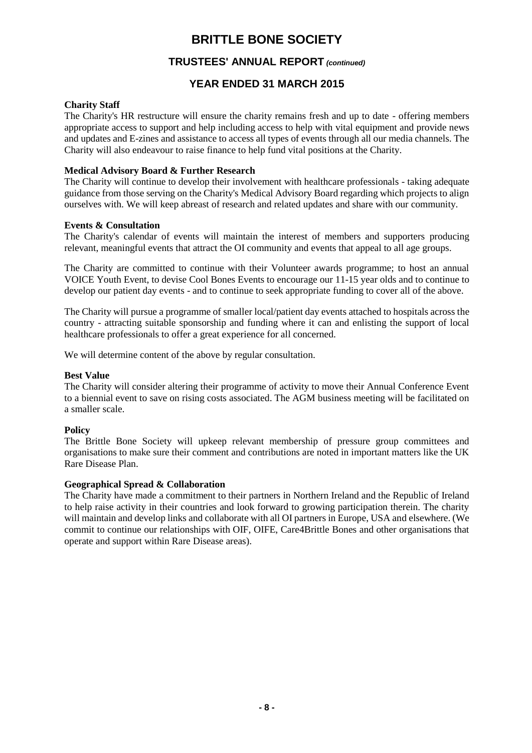**Charity Staff**

The Charity's HR restructure will ensure the charity remains fresh and up to date - offering members appropriate access to support and help including access to help with vital equipment and provide news and updates and E-zines and assistance to access all types of events through all our media channels. The Charity will also endeavour to raise finance to help fund vital positions at the Charity.

**Medical Advisory Board & Further Research**

The Charity will continue to develop their involvement with healthcare professionals - taking adequate guidance from those serving on the Charity's Medical Advisory Board regarding which projects to align ourselves with. We will keep abreast of research and related updates and share with our community.

**Events & Consultation**

The Charity's calendar of events will maintain the interest of members and supporters producing relevant, meaningful events that attract the OI community and events that appeal to all age groups.

The Charity are committed to continue with their Volunteer awards programme; to host an annual VOICE Youth Event, to devise Cool Bones Events to encourage our 11-15 year olds and to continue to develop our patient day events - and to continue to seek appropriate funding to cover all of the above.

The Charity will pursue a programme of smaller local/patient day events attached to hospitals across the country - attracting suitable sponsorship and funding where it can and enlisting the support of local healthcare professionals to offer a great experience for all concerned.

We will determine content of the above by regular consultation.

**Best Value**

The Charity will consider altering their programme of activity to move their Annual Conference Event to a biennial event to save on rising costs associated. The AGM business meeting will be facilitated on a smaller scale.

**Policy**

The Brittle Bone Society will upkeep relevant membership of pressure group committees and organisations to make sure their comment and contributions are noted in important matters like the UK Rare Disease Plan.

**Geographical Spread & Collaboration**

The Charity have made a commitment to their partners in Northern Ireland and the Republic of Ireland to help raise activity in their countries and look forward to growing participation therein. The charity will maintain and develop links and collaborate with all OI partners in Europe, USA and elsewhere. (We commit to continue our relationships with OIF, OIFE, Care4Brittle Bones and other organisations that operate and support within Rare Disease areas).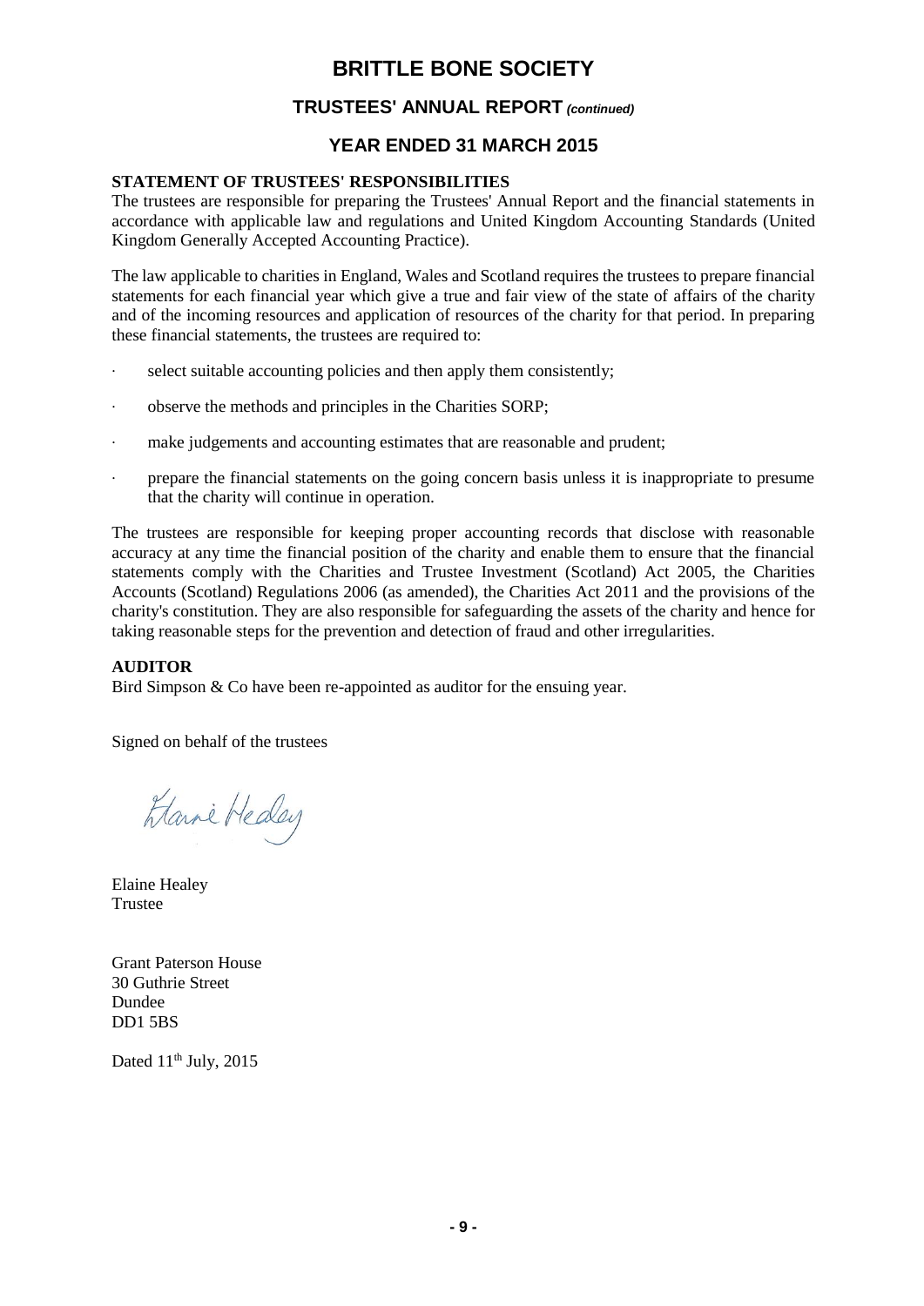# BRITTLE BONE SOCIETY

## TRUSTEES' ANNUAL REPORT *(continued)*

## YEAR ENDED 31 MARCH 2015

**STATEMENT OF TRUSTEES' RESPONSIBILITIES**

The trustees are responsible for preparing the Trustees' Annual Report and the financial statements in accordance with applicable law and regulations and United Kingdom Accounting Standards (United Kingdom Generally Accepted Accounting Practice).

The law applicable to charities in England, Wales and Scotland requires the trustees to prepare financial statements for each financial year which give a true and fair view of the state of affairs of the charity and of the incoming resources and application of resources of the charity for that period. In preparing these financial statements, the trustees are required to:

- select suitable accounting policies and then apply them consistently;
- observe the methods and principles in the Charities SORP;
- make judgements and accounting estimates that are reasonable and prudent;
- prepare the financial statements on the going concern basis unless it is inappropriate to presume that the charity will continue in operation.

The trustees are responsible for keeping proper accounting records that disclose with reasonable accuracy at any time the financial position of the charity and enable them to ensure that the financial statements comply with the Charities and Trustee Investment (Scotland) Act 2005, the Charities Accounts (Scotland) Regulations 2006 (as amended), the Charities Act 2011 and the provisions of the charity's constitution. They are also responsible for safeguarding the assets of the charity and hence for taking reasonable steps for the prevention and detection of fraud and other irregularities.

**AUDITOR**

Bird Simpson & Co have been re-appointed as auditor for the ensuing year.

Signed on behalf of the trustees

Elaine Healey
Trustee

Grant Paterson House
30 Guthrie Street
Dundee
DD1 5BS

Dated 11th July, 2015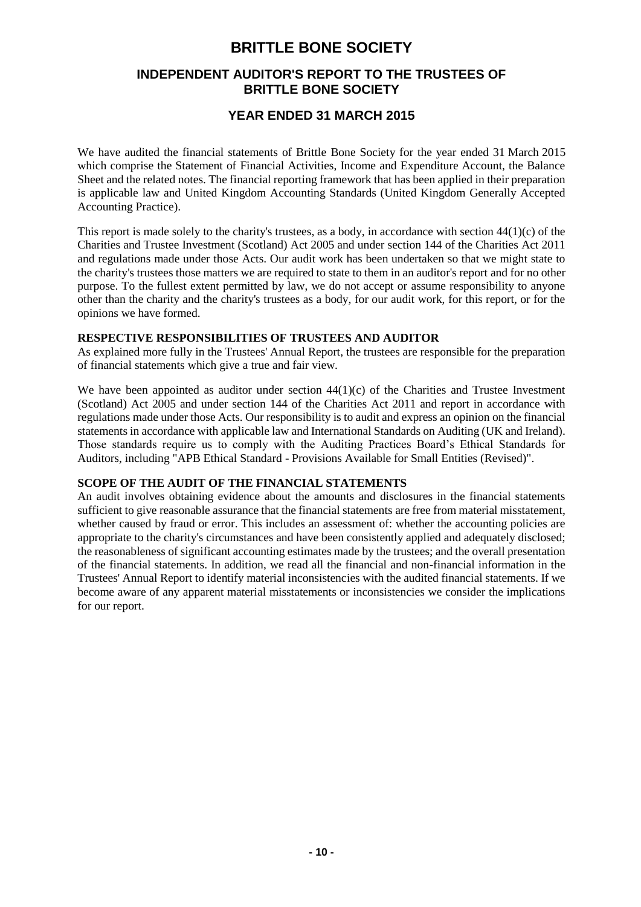# BRITTLE BONE SOCIETY

## INDEPENDENT AUDITOR'S REPORT TO THE TRUSTEES OF BRITTLE BONE SOCIETY

## YEAR ENDED 31 MARCH 2015

We have audited the financial statements of Brittle Bone Society for the year ended 31 March 2015 which comprise the Statement of Financial Activities, Income and Expenditure Account, the Balance Sheet and the related notes. The financial reporting framework that has been applied in their preparation is applicable law and United Kingdom Accounting Standards (United Kingdom Generally Accepted Accounting Practice).

This report is made solely to the charity's trustees, as a body, in accordance with section 44(1)(c) of the Charities and Trustee Investment (Scotland) Act 2005 and under section 144 of the Charities Act 2011 and regulations made under those Acts. Our audit work has been undertaken so that we might state to the charity's trustees those matters we are required to state to them in an auditor's report and for no other purpose. To the fullest extent permitted by law, we do not accept or assume responsibility to anyone other than the charity and the charity's trustees as a body, for our audit work, for this report, or for the opinions we have formed.

### RESPECTIVE RESPONSIBILITIES OF TRUSTEES AND AUDITOR

As explained more fully in the Trustees' Annual Report, the trustees are responsible for the preparation of financial statements which give a true and fair view.

We have been appointed as auditor under section 44(1)(c) of the Charities and Trustee Investment (Scotland) Act 2005 and under section 144 of the Charities Act 2011 and report in accordance with regulations made under those Acts. Our responsibility is to audit and express an opinion on the financial statements in accordance with applicable law and International Standards on Auditing (UK and Ireland). Those standards require us to comply with the Auditing Practices Board's Ethical Standards for Auditors, including "APB Ethical Standard - Provisions Available for Small Entities (Revised)".

### SCOPE OF THE AUDIT OF THE FINANCIAL STATEMENTS

An audit involves obtaining evidence about the amounts and disclosures in the financial statements sufficient to give reasonable assurance that the financial statements are free from material misstatement, whether caused by fraud or error. This includes an assessment of: whether the accounting policies are appropriate to the charity's circumstances and have been consistently applied and adequately disclosed; the reasonableness of significant accounting estimates made by the trustees; and the overall presentation of the financial statements. In addition, we read all the financial and non-financial information in the Trustees' Annual Report to identify material inconsistencies with the audited financial statements. If we become aware of any apparent material misstatements or inconsistencies we consider the implications for our report.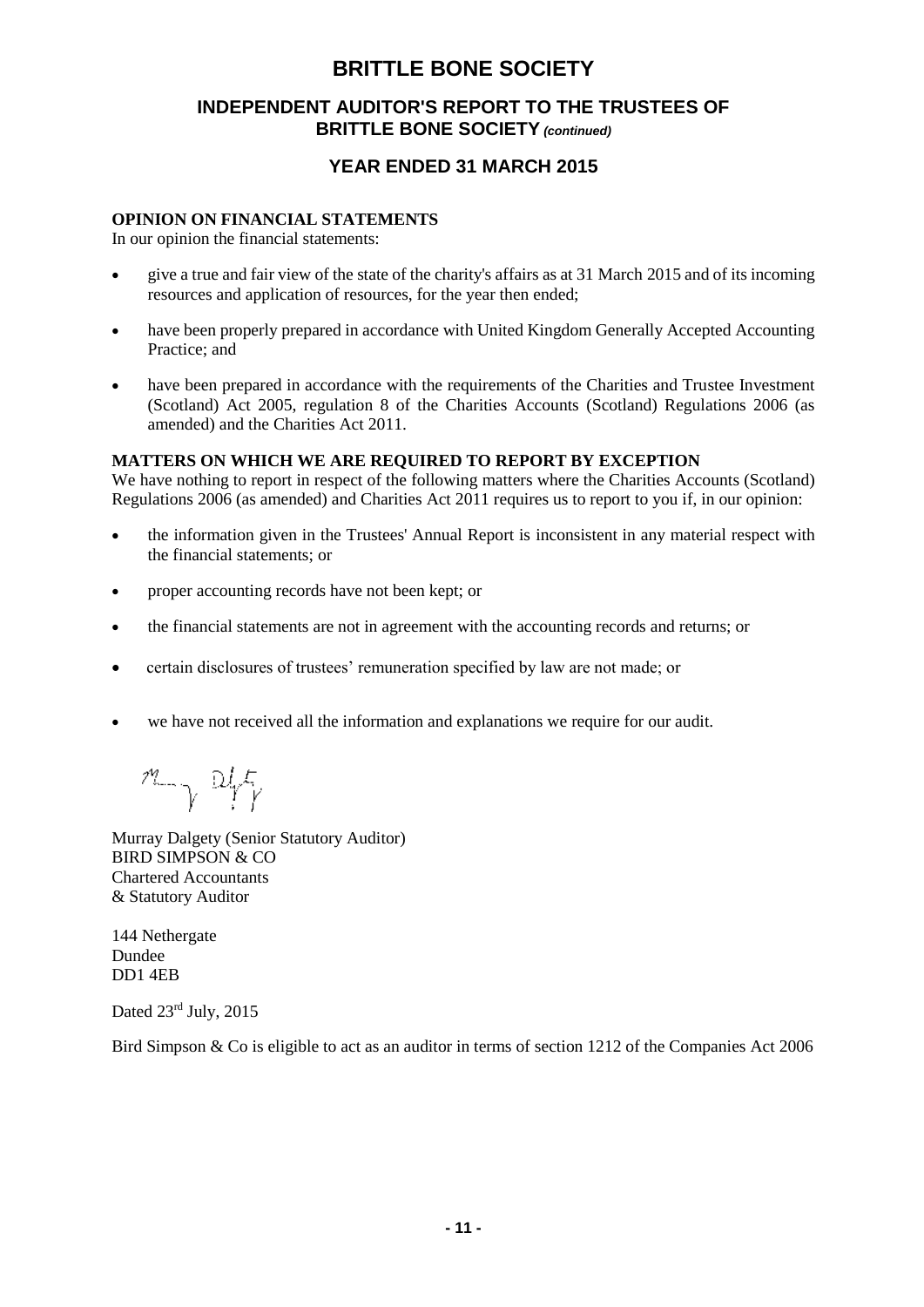# BRITTLE BONE SOCIETY

## INDEPENDENT AUDITOR'S REPORT TO THE TRUSTEES OF BRITTLE BONE SOCIETY *(continued)*

## YEAR ENDED 31 MARCH 2015

**OPINION ON FINANCIAL STATEMENTS**

In our opinion the financial statements:

- give a true and fair view of the state of the charity's affairs as at 31 March 2015 and of its incoming resources and application of resources, for the year then ended;
- have been properly prepared in accordance with United Kingdom Generally Accepted Accounting Practice; and
- have been prepared in accordance with the requirements of the Charities and Trustee Investment (Scotland) Act 2005, regulation 8 of the Charities Accounts (Scotland) Regulations 2006 (as amended) and the Charities Act 2011.

**MATTERS ON WHICH WE ARE REQUIRED TO REPORT BY EXCEPTION**

We have nothing to report in respect of the following matters where the Charities Accounts (Scotland) Regulations 2006 (as amended) and Charities Act 2011 requires us to report to you if, in our opinion:

- the information given in the Trustees' Annual Report is inconsistent in any material respect with the financial statements; or
- proper accounting records have not been kept; or
- the financial statements are not in agreement with the accounting records and returns; or
- certain disclosures of trustees' remuneration specified by law are not made; or
- we have not received all the information and explanations we require for our audit.

Murray Dalgety (Senior Statutory Auditor)
BIRD SIMPSON & CO
Chartered Accountants
& Statutory Auditor

144 Nethergate
Dundee
DD1 4EB

Dated 23rd July, 2015

Bird Simpson & Co is eligible to act as an auditor in terms of section 1212 of the Companies Act 2006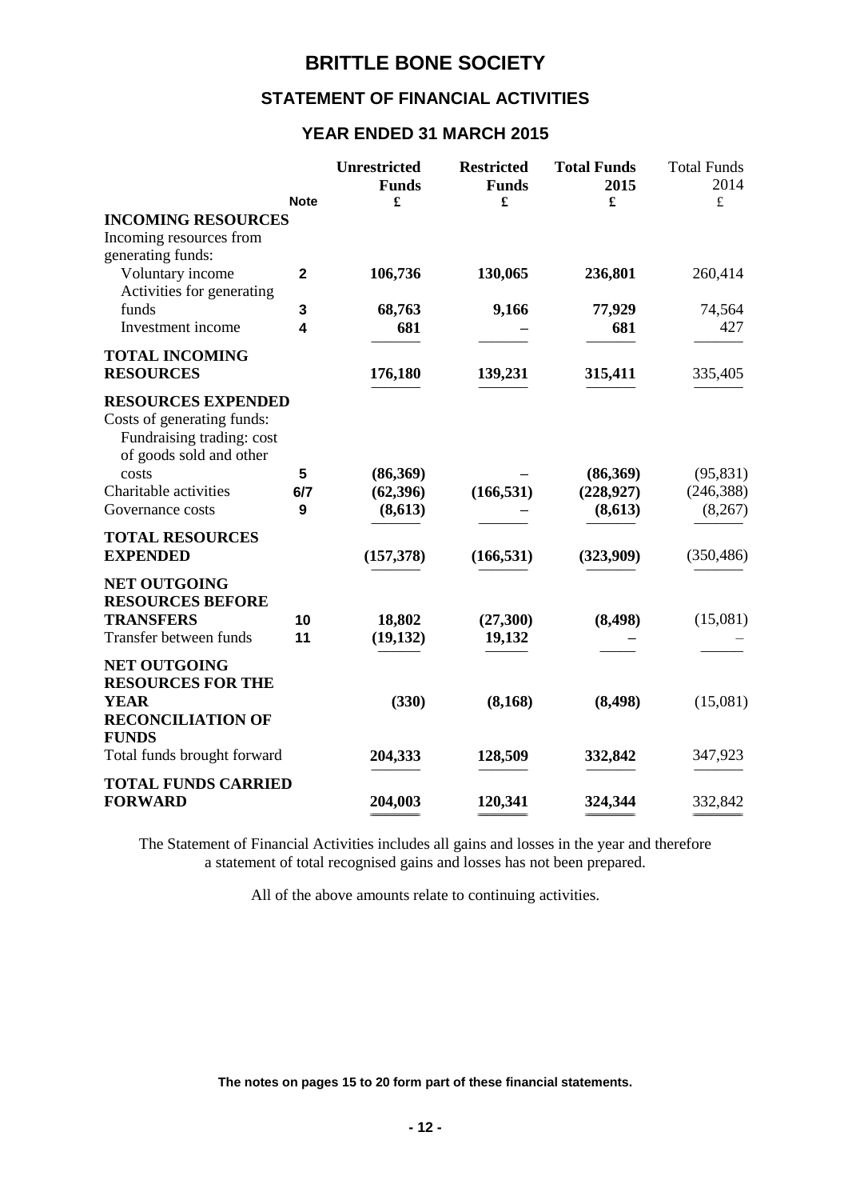# BRITTLE BONE SOCIETY

## STATEMENT OF FINANCIAL ACTIVITIES

### YEAR ENDED 31 MARCH 2015

| | Note | Unrestricted Funds £ | Restricted Funds £ | Total Funds 2015 £ | Total Funds 2014 £ |
|---|---|---|---|---|---|
| **INCOMING RESOURCES** | | | | | |
| Incoming resources from generating funds: | | | | | |
| Voluntary income | 2 | 106,736 | 130,065 | 236,801 | 260,414 |
| Activities for generating funds | 3 | 68,763 | 9,166 | 77,929 | 74,564 |
| Investment income | 4 | 681 | – | 681 | 427 |
| **TOTAL INCOMING RESOURCES** | | 176,180 | 139,231 | 315,411 | 335,405 |
| **RESOURCES EXPENDED** | | | | | |
| Costs of generating funds: | | | | | |
| Fundraising trading: cost of goods sold and other costs | 5 | (86,369) | – | (86,369) | (95,831) |
| Charitable activities | 6/7 | (62,396) | (166,531) | (228,927) | (246,388) |
| Governance costs | 9 | (8,613) | – | (8,613) | (8,267) |
| **TOTAL RESOURCES EXPENDED** | | (157,378) | (166,531) | (323,909) | (350,486) |
| **NET OUTGOING RESOURCES BEFORE TRANSFERS** | 10 | 18,802 | (27,300) | (8,498) | (15,081) |
| Transfer between funds | 11 | (19,132) | 19,132 | – | – |
| **NET OUTGOING RESOURCES FOR THE YEAR** | | (330) | (8,168) | (8,498) | (15,081) |
| **RECONCILIATION OF FUNDS** | | | | | |
| Total funds brought forward | | 204,333 | 128,509 | 332,842 | 347,923 |
| **TOTAL FUNDS CARRIED FORWARD** | | 204,003 | 120,341 | 324,344 | 332,842 |

The Statement of Financial Activities includes all gains and losses in the year and therefore a statement of total recognised gains and losses has not been prepared.

All of the above amounts relate to continuing activities.

**The notes on pages 15 to 20 form part of these financial statements.**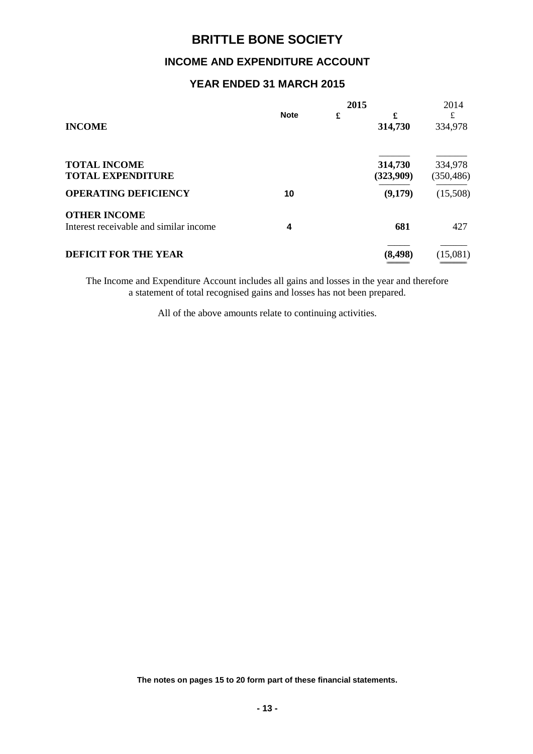# BRITTLE BONE SOCIETY

## INCOME AND EXPENDITURE ACCOUNT

### YEAR ENDED 31 MARCH 2015

| | Note | 2015 £ | 2015 £ | 2014 £ |
|---|---|---|---|---|
| **INCOME** | | | **314,730** | 334,978 |
| **TOTAL INCOME** | | | **314,730** | 334,978 |
| **TOTAL EXPENDITURE** | | | **(323,909)** | (350,486) |
| **OPERATING DEFICIENCY** | 10 | | **(9,179)** | (15,508) |
| **OTHER INCOME** | | | | |
| Interest receivable and similar income | 4 | | **681** | 427 |
| **DEFICIT FOR THE YEAR** | | | **(8,498)** | (15,081) |

The Income and Expenditure Account includes all gains and losses in the year and therefore a statement of total recognised gains and losses has not been prepared.

All of the above amounts relate to continuing activities.

**The notes on pages 15 to 20 form part of these financial statements.**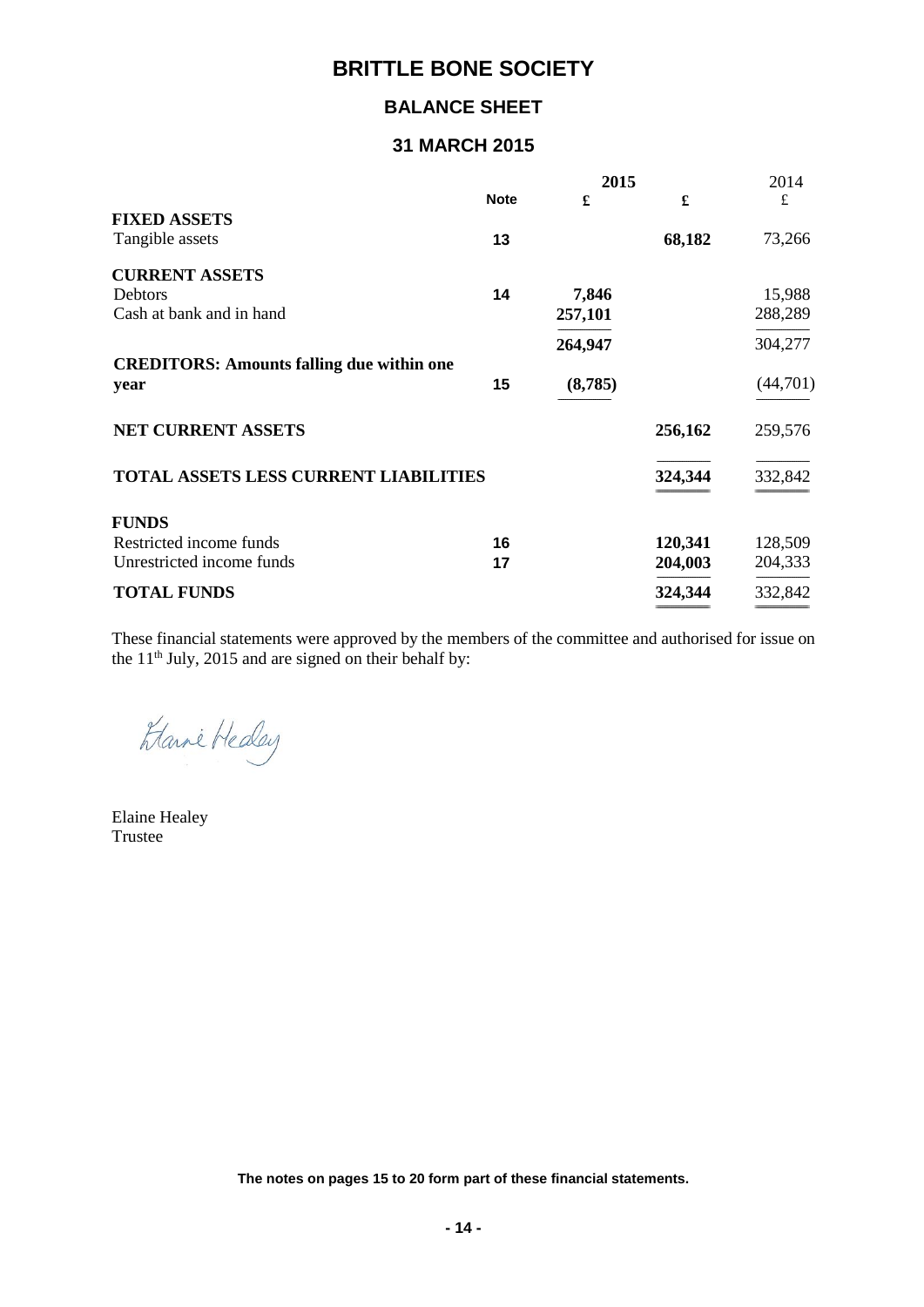# BRITTLE BONE SOCIETY

## BALANCE SHEET

## 31 MARCH 2015

| | Note | 2015 £ | 2015 £ | 2014 £ |
|---|---|---|---|---|
| **FIXED ASSETS** | | | | |
| Tangible assets | 13 | | **68,182** | 73,266 |
| **CURRENT ASSETS** | | | | |
| Debtors | 14 | **7,846** | | 15,988 |
| Cash at bank and in hand | | **257,101** | | 288,289 |
| | | **264,947** | | 304,277 |
| **CREDITORS: Amounts falling due within one year** | 15 | **(8,785)** | | (44,701) |
| **NET CURRENT ASSETS** | | | **256,162** | 259,576 |
| **TOTAL ASSETS LESS CURRENT LIABILITIES** | | | **324,344** | 332,842 |
| **FUNDS** | | | | |
| Restricted income funds | 16 | | **120,341** | 128,509 |
| Unrestricted income funds | 17 | | **204,003** | 204,333 |
| **TOTAL FUNDS** | | | **324,344** | 332,842 |

These financial statements were approved by the members of the committee and authorised for issue on the 11th July, 2015 and are signed on their behalf by:

Elaine Healey
Trustee

**The notes on pages 15 to 20 form part of these financial statements.**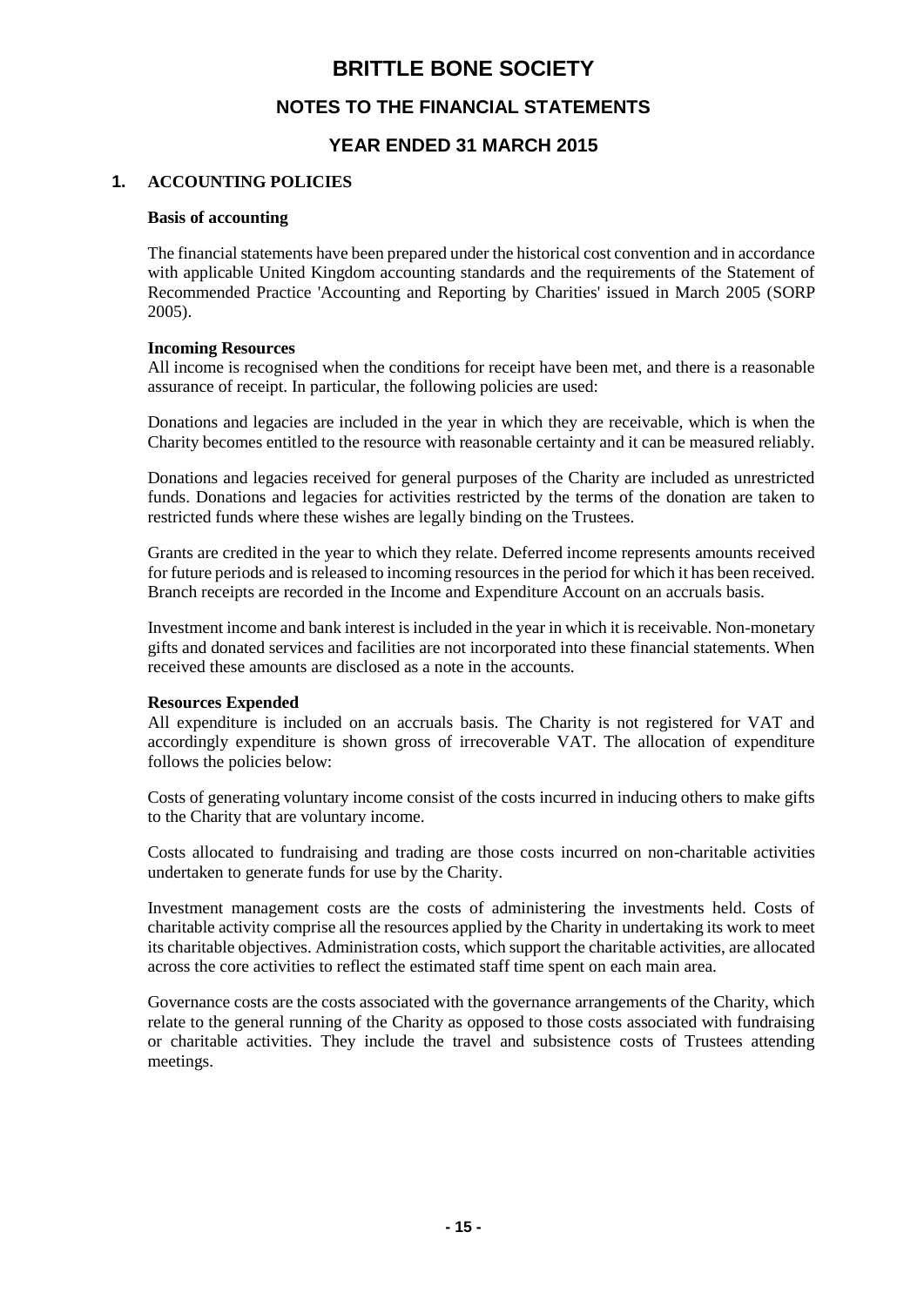# BRITTLE BONE SOCIETY

## NOTES TO THE FINANCIAL STATEMENTS

## YEAR ENDED 31 MARCH 2015

### 1. ACCOUNTING POLICIES

**Basis of accounting**

The financial statements have been prepared under the historical cost convention and in accordance with applicable United Kingdom accounting standards and the requirements of the Statement of Recommended Practice 'Accounting and Reporting by Charities' issued in March 2005 (SORP 2005).

**Incoming Resources**

All income is recognised when the conditions for receipt have been met, and there is a reasonable assurance of receipt. In particular, the following policies are used:

Donations and legacies are included in the year in which they are receivable, which is when the Charity becomes entitled to the resource with reasonable certainty and it can be measured reliably.

Donations and legacies received for general purposes of the Charity are included as unrestricted funds. Donations and legacies for activities restricted by the terms of the donation are taken to restricted funds where these wishes are legally binding on the Trustees.

Grants are credited in the year to which they relate. Deferred income represents amounts received for future periods and is released to incoming resources in the period for which it has been received. Branch receipts are recorded in the Income and Expenditure Account on an accruals basis.

Investment income and bank interest is included in the year in which it is receivable. Non-monetary gifts and donated services and facilities are not incorporated into these financial statements. When received these amounts are disclosed as a note in the accounts.

**Resources Expended**

All expenditure is included on an accruals basis. The Charity is not registered for VAT and accordingly expenditure is shown gross of irrecoverable VAT. The allocation of expenditure follows the policies below:

Costs of generating voluntary income consist of the costs incurred in inducing others to make gifts to the Charity that are voluntary income.

Costs allocated to fundraising and trading are those costs incurred on non-charitable activities undertaken to generate funds for use by the Charity.

Investment management costs are the costs of administering the investments held. Costs of charitable activity comprise all the resources applied by the Charity in undertaking its work to meet its charitable objectives. Administration costs, which support the charitable activities, are allocated across the core activities to reflect the estimated staff time spent on each main area.

Governance costs are the costs associated with the governance arrangements of the Charity, which relate to the general running of the Charity as opposed to those costs associated with fundraising or charitable activities. They include the travel and subsistence costs of Trustees attending meetings.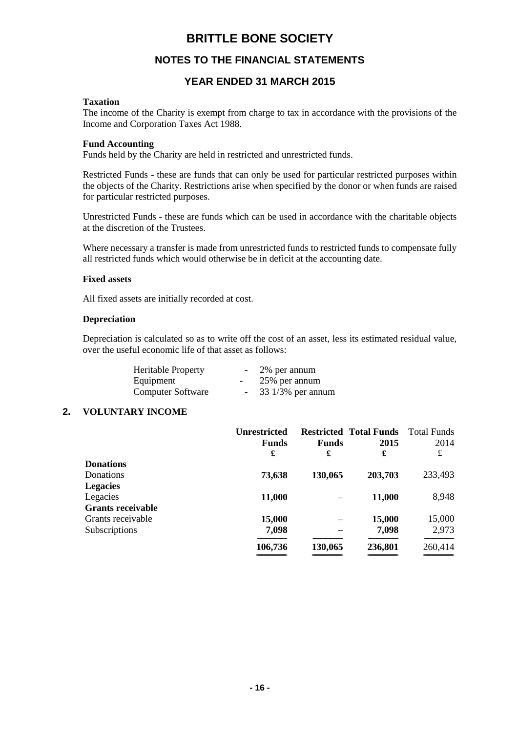# BRITTLE BONE SOCIETY

## NOTES TO THE FINANCIAL STATEMENTS

## YEAR ENDED 31 MARCH 2015

**Taxation**

The income of the Charity is exempt from charge to tax in accordance with the provisions of the Income and Corporation Taxes Act 1988.

**Fund Accounting**

Funds held by the Charity are held in restricted and unrestricted funds.

Restricted Funds - these are funds that can only be used for particular restricted purposes within the objects of the Charity. Restrictions arise when specified by the donor or when funds are raised for particular restricted purposes.

Unrestricted Funds - these are funds which can be used in accordance with the charitable objects at the discretion of the Trustees.

Where necessary a transfer is made from unrestricted funds to restricted funds to compensate fully all restricted funds which would otherwise be in deficit at the accounting date.

**Fixed assets**

All fixed assets are initially recorded at cost.

**Depreciation**

Depreciation is calculated so as to write off the cost of an asset, less its estimated residual value, over the useful economic life of that asset as follows:

| | | |
|---|---|---|
| Heritable Property | - | 2% per annum |
| Equipment | - | 25% per annum |
| Computer Software | - | 33 1/3% per annum |

## 2. VOLUNTARY INCOME

| | Unrestricted Funds £ | Restricted Funds £ | Total Funds 2015 £ | Total Funds 2014 £ |
|---|---|---|---|---|
| **Donations** | | | | |
| Donations | **73,638** | **130,065** | **203,703** | 233,493 |
| **Legacies** | | | | |
| Legacies | **11,000** | – | **11,000** | 8,948 |
| **Grants receivable** | | | | |
| Grants receivable | **15,000** | – | **15,000** | 15,000 |
| Subscriptions | **7,098** | – | **7,098** | 2,973 |
| | **106,736** | **130,065** | **236,801** | 260,414 |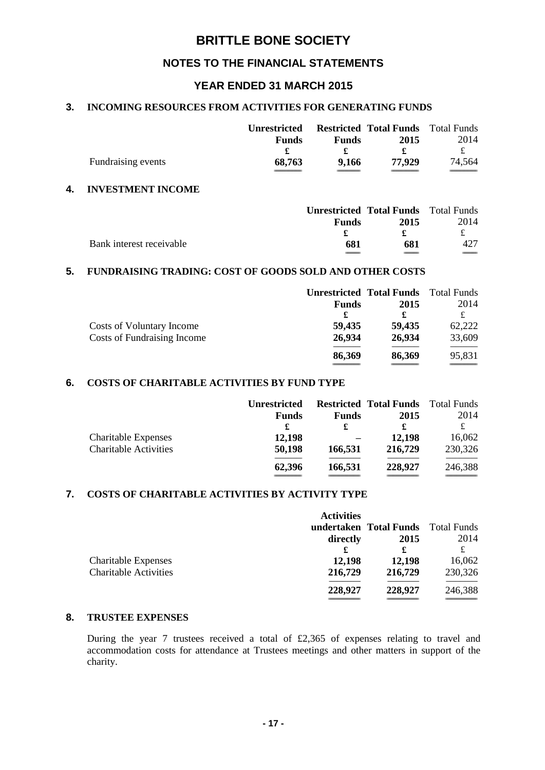# BRITTLE BONE SOCIETY

## NOTES TO THE FINANCIAL STATEMENTS

## YEAR ENDED 31 MARCH 2015

### 3. INCOMING RESOURCES FROM ACTIVITIES FOR GENERATING FUNDS

| | Unrestricted Funds | Restricted Funds | Total Funds 2015 | Total Funds 2014 |
|---|---|---|---|---|
| | £ | £ | £ | £ |
| Fundraising events | 68,763 | 9,166 | 77,929 | 74,564 |

### 4. INVESTMENT INCOME

| | Unrestricted Funds | Total Funds 2015 | Total Funds 2014 |
|---|---|---|---|
| | £ | £ | £ |
| Bank interest receivable | 681 | 681 | 427 |

### 5. FUNDRAISING TRADING: COST OF GOODS SOLD AND OTHER COSTS

| | Unrestricted Funds | Total Funds 2015 | Total Funds 2014 |
|---|---|---|---|
| | £ | £ | £ |
| Costs of Voluntary Income | 59,435 | 59,435 | 62,222 |
| Costs of Fundraising Income | 26,934 | 26,934 | 33,609 |
| | 86,369 | 86,369 | 95,831 |

### 6. COSTS OF CHARITABLE ACTIVITIES BY FUND TYPE

| | Unrestricted Funds | Restricted Funds | Total Funds 2015 | Total Funds 2014 |
|---|---|---|---|---|
| | £ | £ | £ | £ |
| Charitable Expenses | 12,198 | – | 12,198 | 16,062 |
| Charitable Activities | 50,198 | 166,531 | 216,729 | 230,326 |
| | 62,396 | 166,531 | 228,927 | 246,388 |

### 7. COSTS OF CHARITABLE ACTIVITIES BY ACTIVITY TYPE

| | Activities undertaken directly | Total Funds 2015 | Total Funds 2014 |
|---|---|---|---|
| | £ | £ | £ |
| Charitable Expenses | 12,198 | 12,198 | 16,062 |
| Charitable Activities | 216,729 | 216,729 | 230,326 |
| | 228,927 | 228,927 | 246,388 |

### 8. TRUSTEE EXPENSES

During the year 7 trustees received a total of £2,365 of expenses relating to travel and accommodation costs for attendance at Trustees meetings and other matters in support of the charity.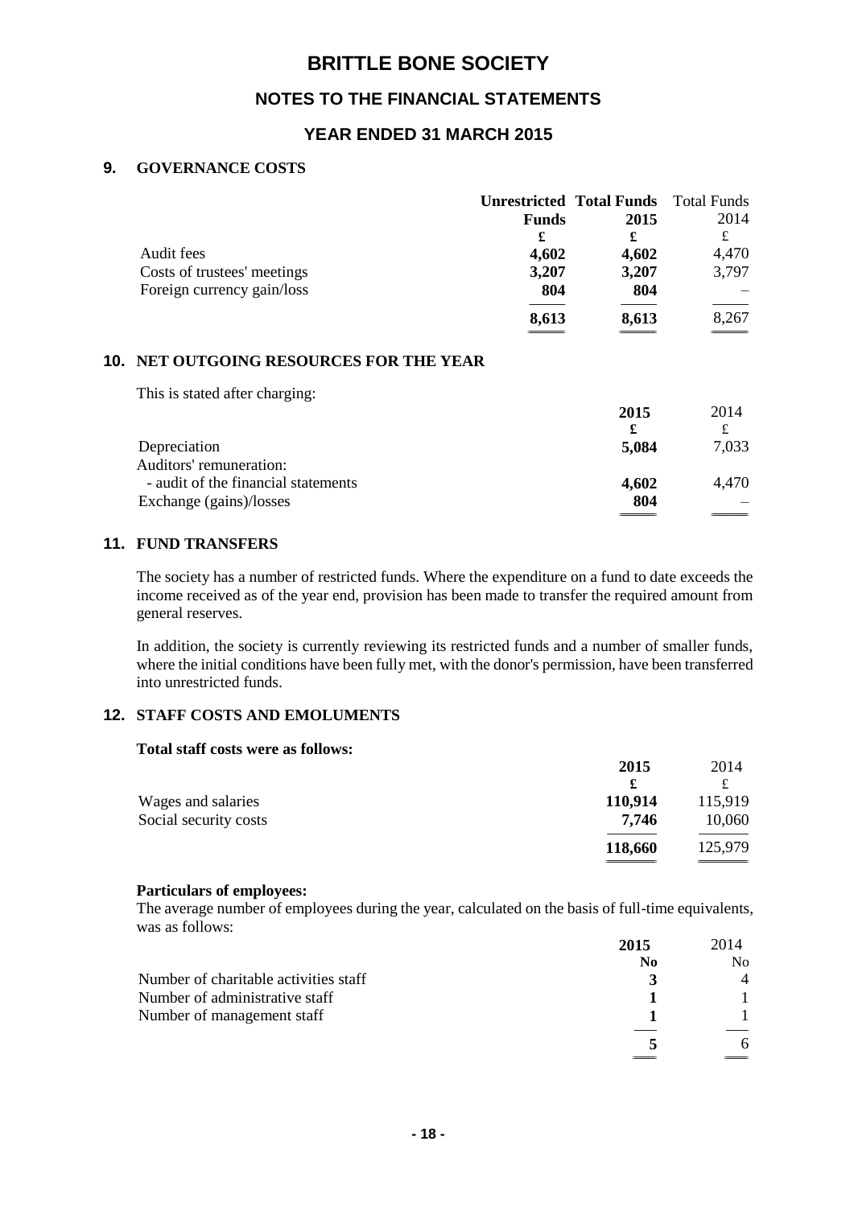# BRITTLE BONE SOCIETY

## NOTES TO THE FINANCIAL STATEMENTS

## YEAR ENDED 31 MARCH 2015

### 9. GOVERNANCE COSTS

| | Unrestricted Funds | Total Funds 2015 | Total Funds 2014 |
|---|---|---|---|
| | £ | £ | £ |
| Audit fees | 4,602 | 4,602 | 4,470 |
| Costs of trustees' meetings | 3,207 | 3,207 | 3,797 |
| Foreign currency gain/loss | 804 | 804 | – |
| | 8,613 | 8,613 | 8,267 |

### 10. NET OUTGOING RESOURCES FOR THE YEAR

This is stated after charging:

| | 2015 | 2014 |
|---|---|---|
| | £ | £ |
| Depreciation | 5,084 | 7,033 |
| Auditors' remuneration: | | |
| - audit of the financial statements | 4,602 | 4,470 |
| Exchange (gains)/losses | 804 | – |

### 11. FUND TRANSFERS

The society has a number of restricted funds. Where the expenditure on a fund to date exceeds the income received as of the year end, provision has been made to transfer the required amount from general reserves.

In addition, the society is currently reviewing its restricted funds and a number of smaller funds, where the initial conditions have been fully met, with the donor's permission, have been transferred into unrestricted funds.

### 12. STAFF COSTS AND EMOLUMENTS

**Total staff costs were as follows:**

| | 2015 | 2014 |
|---|---|---|
| | £ | £ |
| Wages and salaries | 110,914 | 115,919 |
| Social security costs | 7,746 | 10,060 |
| | 118,660 | 125,979 |

**Particulars of employees:**

The average number of employees during the year, calculated on the basis of full-time equivalents, was as follows:

| | 2015 | 2014 |
|---|---|---|
| | No | No |
| Number of charitable activities staff | 3 | 4 |
| Number of administrative staff | 1 | 1 |
| Number of management staff | 1 | 1 |
| | 5 | 6 |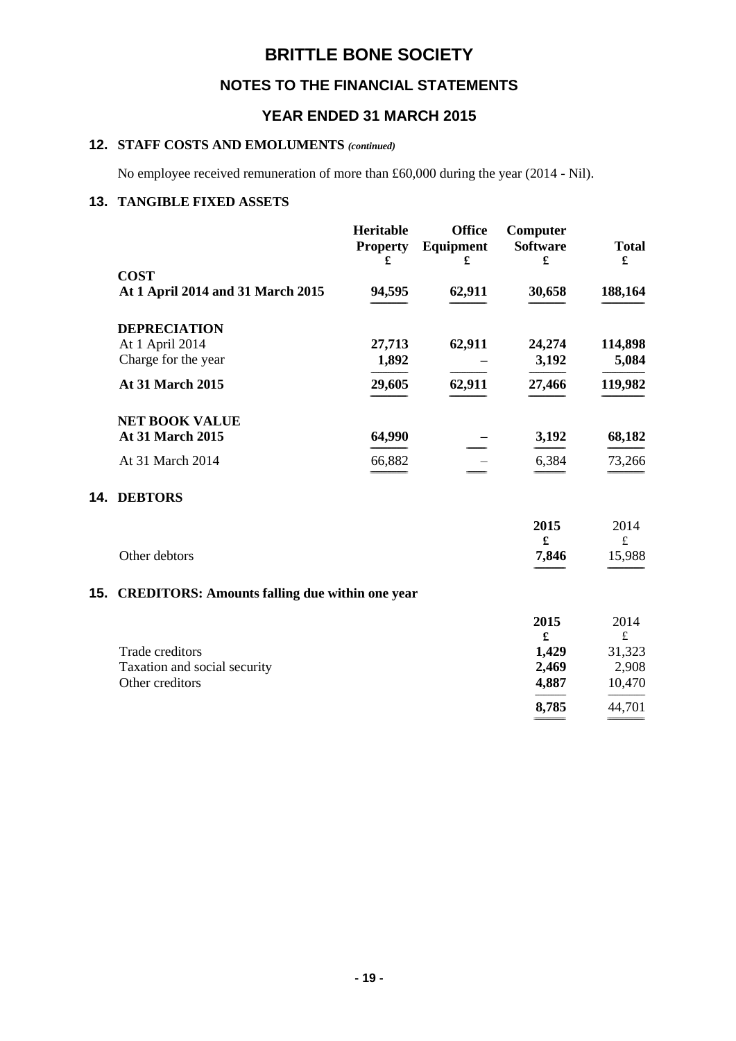# BRITTLE BONE SOCIETY

## NOTES TO THE FINANCIAL STATEMENTS

### YEAR ENDED 31 MARCH 2015

### 12. STAFF COSTS AND EMOLUMENTS *(continued)*

No employee received remuneration of more than £60,000 during the year (2014 - Nil).

### 13. TANGIBLE FIXED ASSETS

| | Heritable Property £ | Office Equipment £ | Computer Software £ | Total £ |
|---|---|---|---|---|
| **COST** | | | | |
| **At 1 April 2014 and 31 March 2015** | **94,595** | **62,911** | **30,658** | **188,164** |
| **DEPRECIATION** | | | | |
| At 1 April 2014 | **27,713** | **62,911** | **24,274** | **114,898** |
| Charge for the year | **1,892** | **–** | **3,192** | **5,084** |
| **At 31 March 2015** | **29,605** | **62,911** | **27,466** | **119,982** |
| **NET BOOK VALUE** | | | | |
| **At 31 March 2015** | **64,990** | **–** | **3,192** | **68,182** |
| At 31 March 2014 | 66,882 | – | 6,384 | 73,266 |

### 14. DEBTORS

| | 2015 £ | 2014 £ |
|---|---|---|
| Other debtors | **7,846** | 15,988 |

### 15. CREDITORS: Amounts falling due within one year

| | 2015 £ | 2014 £ |
|---|---|---|
| Trade creditors | **1,429** | 31,323 |
| Taxation and social security | **2,469** | 2,908 |
| Other creditors | **4,887** | 10,470 |
| | **8,785** | 44,701 |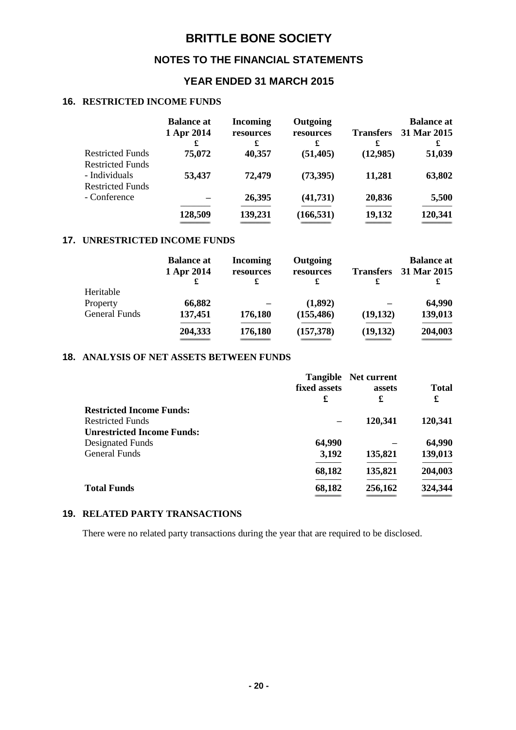# BRITTLE BONE SOCIETY

## NOTES TO THE FINANCIAL STATEMENTS

### YEAR ENDED 31 MARCH 2015

### 16. RESTRICTED INCOME FUNDS

| | Balance at 1 Apr 2014 £ | Incoming resources £ | Outgoing resources £ | Transfers £ | Balance at 31 Mar 2015 £ |
|---|---|---|---|---|---|
| Restricted Funds | 75,072 | 40,357 | (51,405) | (12,985) | 51,039 |
| Restricted Funds - Individuals | 53,437 | 72,479 | (73,395) | 11,281 | 63,802 |
| Restricted Funds - Conference | – | 26,395 | (41,731) | 20,836 | 5,500 |
| | 128,509 | 139,231 | (166,531) | 19,132 | 120,341 |

### 17. UNRESTRICTED INCOME FUNDS

| | Balance at 1 Apr 2014 £ | Incoming resources £ | Outgoing resources £ | Transfers £ | Balance at 31 Mar 2015 £ |
|---|---|---|---|---|---|
| Heritable Property | 66,882 | – | (1,892) | – | 64,990 |
| General Funds | 137,451 | 176,180 | (155,486) | (19,132) | 139,013 |
| | 204,333 | 176,180 | (157,378) | (19,132) | 204,003 |

### 18. ANALYSIS OF NET ASSETS BETWEEN FUNDS

| | Tangible fixed assets £ | Net current assets £ | Total £ |
|---|---|---|---|
| **Restricted Income Funds:** | | | |
| Restricted Funds | – | 120,341 | 120,341 |
| **Unrestricted Income Funds:** | | | |
| Designated Funds | 64,990 | – | 64,990 |
| General Funds | 3,192 | 135,821 | 139,013 |
| | 68,182 | 135,821 | 204,003 |
| **Total Funds** | 68,182 | 256,162 | 324,344 |

### 19. RELATED PARTY TRANSACTIONS

There were no related party transactions during the year that are required to be disclosed.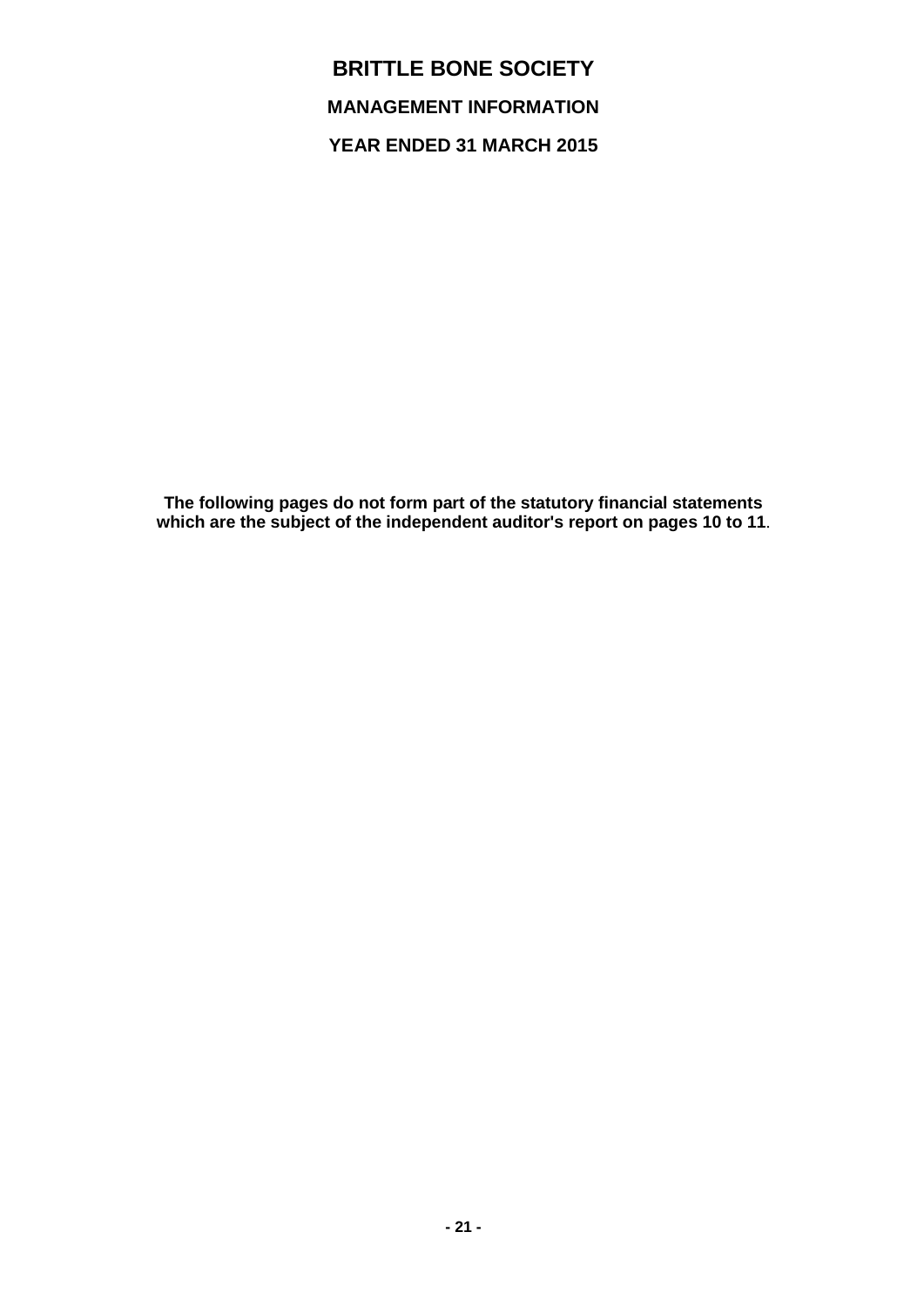# BRITTLE BONE SOCIETY

## MANAGEMENT INFORMATION

## YEAR ENDED 31 MARCH 2015

**The following pages do not form part of the statutory financial statements which are the subject of the independent auditor's report on pages 10 to 11.**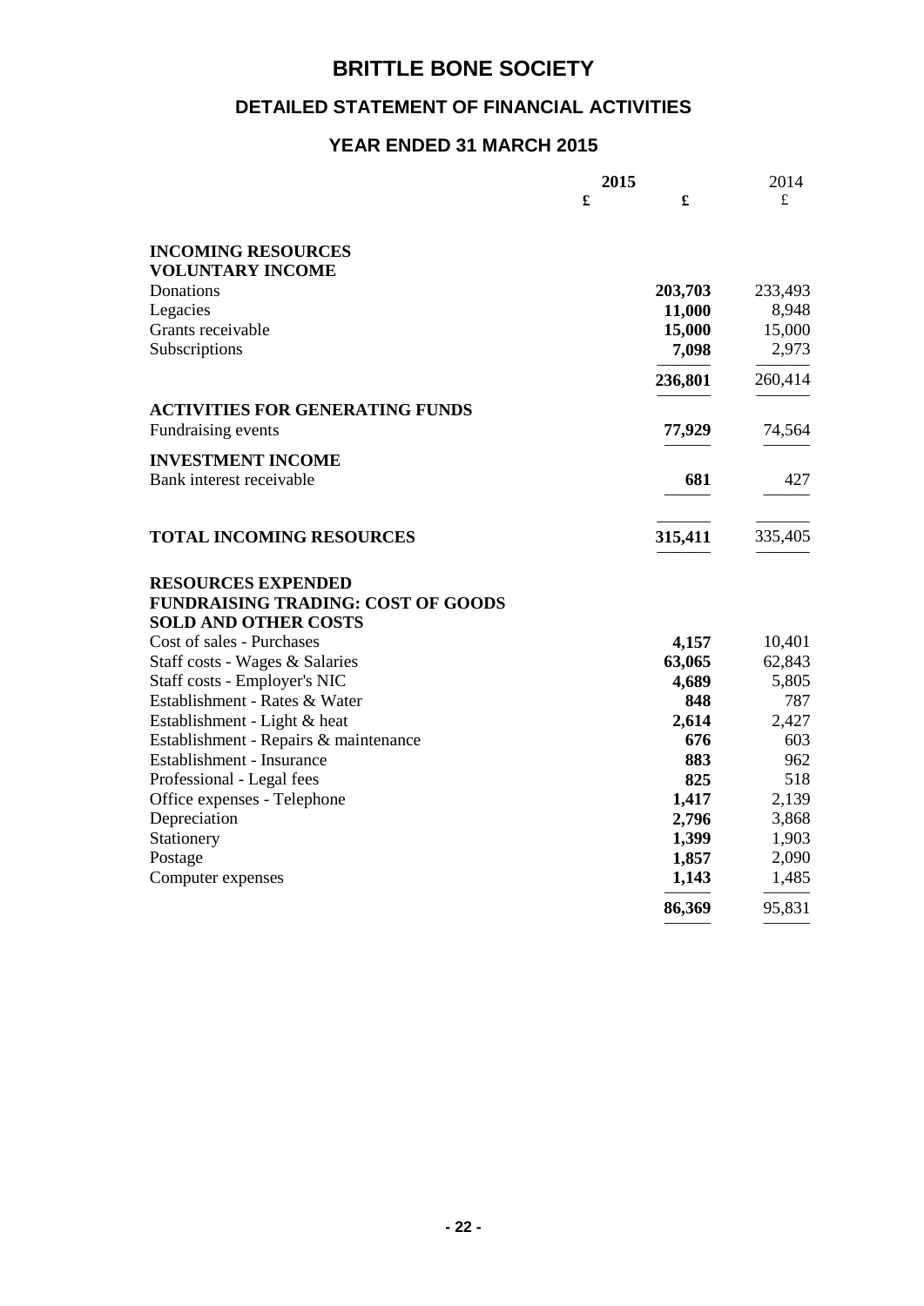# BRITTLE BONE SOCIETY

## DETAILED STATEMENT OF FINANCIAL ACTIVITIES

## YEAR ENDED 31 MARCH 2015

| | 2015 £ | 2015 £ | 2014 £ |
|---|---|---|---|
| **INCOMING RESOURCES** | | | |
| **VOLUNTARY INCOME** | | | |
| Donations | | **203,703** | 233,493 |
| Legacies | | **11,000** | 8,948 |
| Grants receivable | | **15,000** | 15,000 |
| Subscriptions | | **7,098** | 2,973 |
| | | **236,801** | 260,414 |
| **ACTIVITIES FOR GENERATING FUNDS** | | | |
| Fundraising events | | **77,929** | 74,564 |
| **INVESTMENT INCOME** | | | |
| Bank interest receivable | | **681** | 427 |
| **TOTAL INCOMING RESOURCES** | | **315,411** | 335,405 |
| **RESOURCES EXPENDED** | | | |
| **FUNDRAISING TRADING: COST OF GOODS SOLD AND OTHER COSTS** | | | |
| Cost of sales - Purchases | | **4,157** | 10,401 |
| Staff costs - Wages & Salaries | | **63,065** | 62,843 |
| Staff costs - Employer's NIC | | **4,689** | 5,805 |
| Establishment - Rates & Water | | **848** | 787 |
| Establishment - Light & heat | | **2,614** | 2,427 |
| Establishment - Repairs & maintenance | | **676** | 603 |
| Establishment - Insurance | | **883** | 962 |
| Professional - Legal fees | | **825** | 518 |
| Office expenses - Telephone | | **1,417** | 2,139 |
| Depreciation | | **2,796** | 3,868 |
| Stationery | | **1,399** | 1,903 |
| Postage | | **1,857** | 2,090 |
| Computer expenses | | **1,143** | 1,485 |
| | | **86,369** | 95,831 |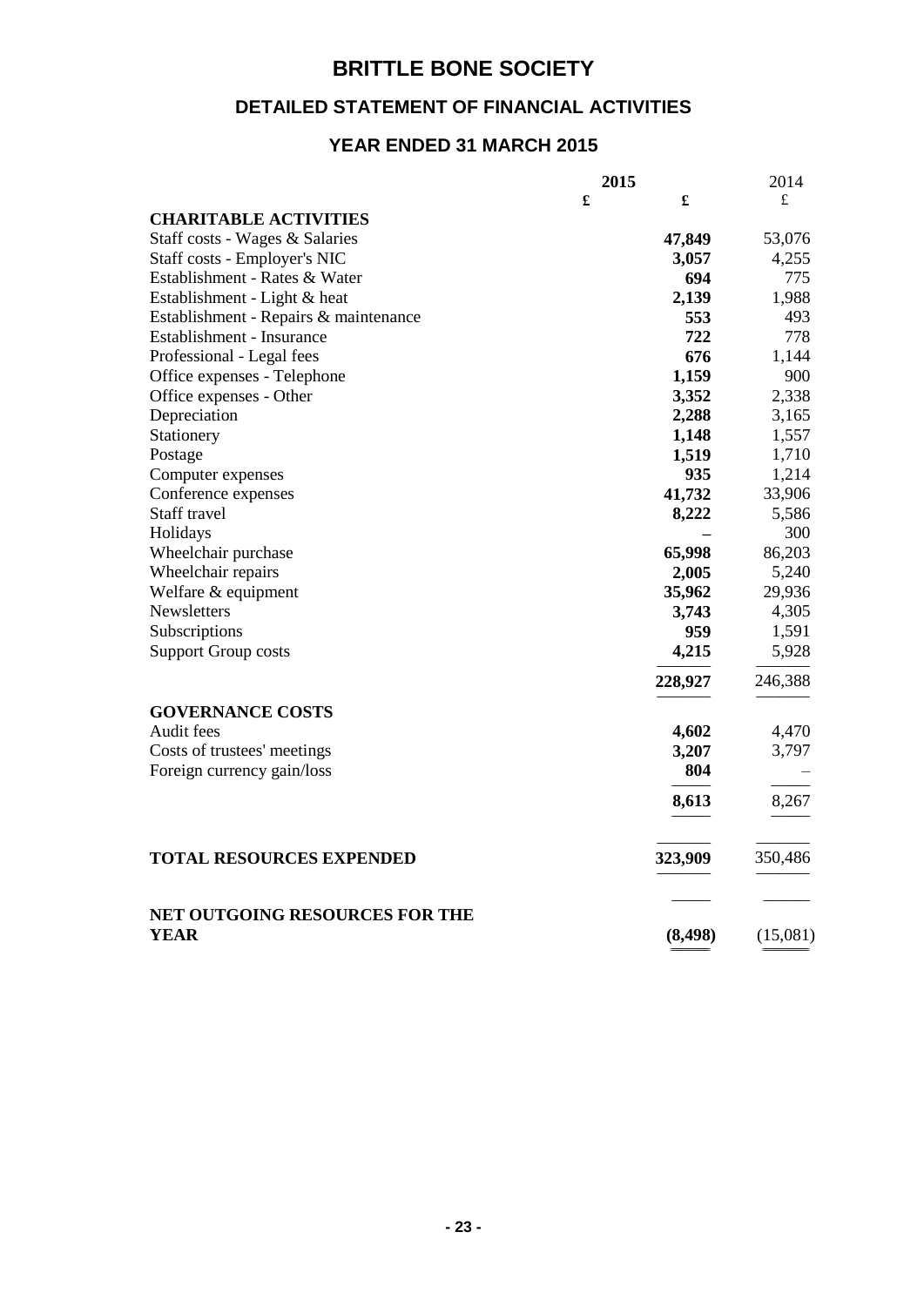# BRITTLE BONE SOCIETY

## DETAILED STATEMENT OF FINANCIAL ACTIVITIES

### YEAR ENDED 31 MARCH 2015

| | 2015 £ | 2015 £ | 2014 £ |
|---|---|---|---|
| **CHARITABLE ACTIVITIES** | | | |
| Staff costs - Wages & Salaries | | **47,849** | 53,076 |
| Staff costs - Employer's NIC | | **3,057** | 4,255 |
| Establishment - Rates & Water | | **694** | 775 |
| Establishment - Light & heat | | **2,139** | 1,988 |
| Establishment - Repairs & maintenance | | **553** | 493 |
| Establishment - Insurance | | **722** | 778 |
| Professional - Legal fees | | **676** | 1,144 |
| Office expenses - Telephone | | **1,159** | 900 |
| Office expenses - Other | | **3,352** | 2,338 |
| Depreciation | | **2,288** | 3,165 |
| Stationery | | **1,148** | 1,557 |
| Postage | | **1,519** | 1,710 |
| Computer expenses | | **935** | 1,214 |
| Conference expenses | | **41,732** | 33,906 |
| Staff travel | | **8,222** | 5,586 |
| Holidays | | **–** | 300 |
| Wheelchair purchase | | **65,998** | 86,203 |
| Wheelchair repairs | | **2,005** | 5,240 |
| Welfare & equipment | | **35,962** | 29,936 |
| Newsletters | | **3,743** | 4,305 |
| Subscriptions | | **959** | 1,591 |
| Support Group costs | | **4,215** | 5,928 |
| | | **228,927** | 246,388 |
| **GOVERNANCE COSTS** | | | |
| Audit fees | | **4,602** | 4,470 |
| Costs of trustees' meetings | | **3,207** | 3,797 |
| Foreign currency gain/loss | | **804** | – |
| | | **8,613** | 8,267 |
| **TOTAL RESOURCES EXPENDED** | | **323,909** | 350,486 |
| **NET OUTGOING RESOURCES FOR THE YEAR** | | **(8,498)** | (15,081) |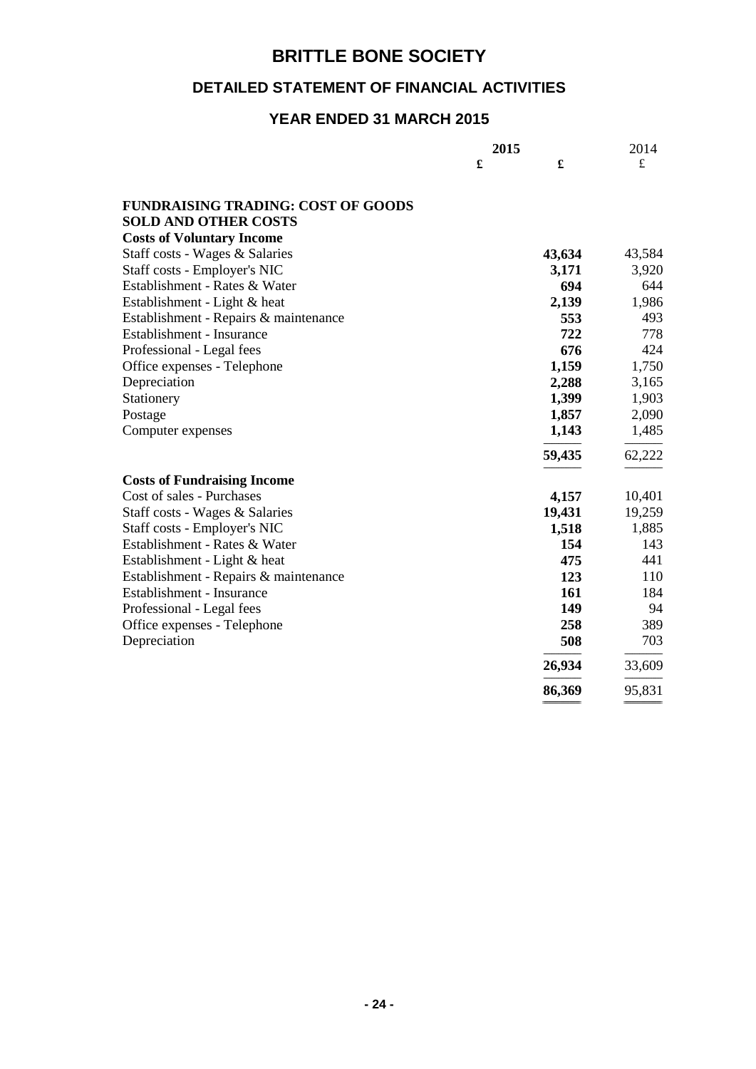# BRITTLE BONE SOCIETY

## DETAILED STATEMENT OF FINANCIAL ACTIVITIES

## YEAR ENDED 31 MARCH 2015

| | 2015 £ | 2015 £ | 2014 £ |
|---|---|---|---|
| **FUNDRAISING TRADING: COST OF GOODS SOLD AND OTHER COSTS** | | | |
| **Costs of Voluntary Income** | | | |
| Staff costs - Wages & Salaries | | **43,634** | 43,584 |
| Staff costs - Employer's NIC | | **3,171** | 3,920 |
| Establishment - Rates & Water | | **694** | 644 |
| Establishment - Light & heat | | **2,139** | 1,986 |
| Establishment - Repairs & maintenance | | **553** | 493 |
| Establishment - Insurance | | **722** | 778 |
| Professional - Legal fees | | **676** | 424 |
| Office expenses - Telephone | | **1,159** | 1,750 |
| Depreciation | | **2,288** | 3,165 |
| Stationery | | **1,399** | 1,903 |
| Postage | | **1,857** | 2,090 |
| Computer expenses | | **1,143** | 1,485 |
| | | **59,435** | 62,222 |
| **Costs of Fundraising Income** | | | |
| Cost of sales - Purchases | | **4,157** | 10,401 |
| Staff costs - Wages & Salaries | | **19,431** | 19,259 |
| Staff costs - Employer's NIC | | **1,518** | 1,885 |
| Establishment - Rates & Water | | **154** | 143 |
| Establishment - Light & heat | | **475** | 441 |
| Establishment - Repairs & maintenance | | **123** | 110 |
| Establishment - Insurance | | **161** | 184 |
| Professional - Legal fees | | **149** | 94 |
| Office expenses - Telephone | | **258** | 389 |
| Depreciation | | **508** | 703 |
| | | **26,934** | 33,609 |
| | | **86,369** | 95,831 |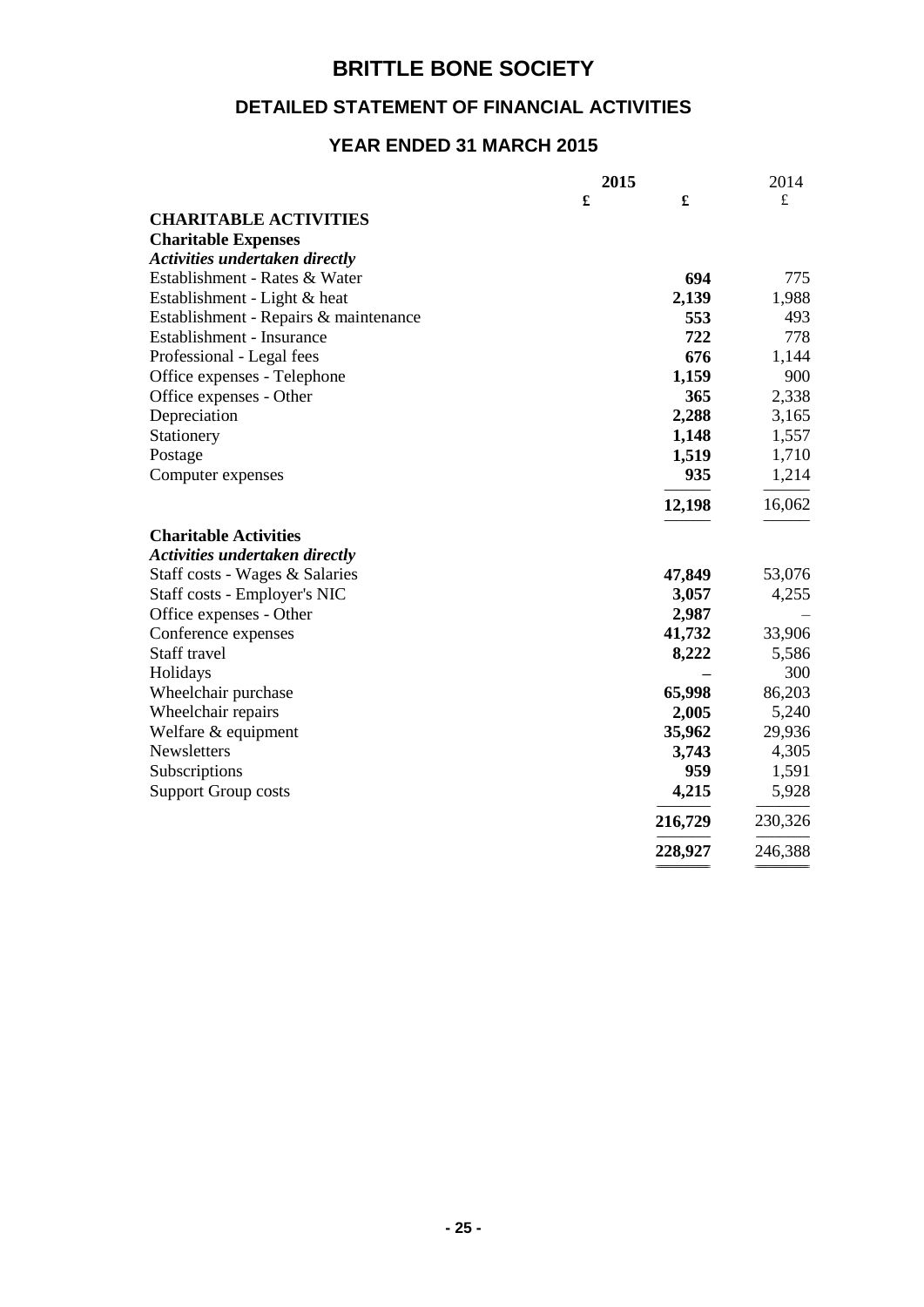# BRITTLE BONE SOCIETY

## DETAILED STATEMENT OF FINANCIAL ACTIVITIES

## YEAR ENDED 31 MARCH 2015

| | 2015 | | 2014 |
|---|---|---|---|
| | £ | £ | £ |
| **CHARITABLE ACTIVITIES** | | | |
| **Charitable Expenses** | | | |
| ***Activities undertaken directly*** | | | |
| Establishment - Rates & Water | | **694** | 775 |
| Establishment - Light & heat | | **2,139** | 1,988 |
| Establishment - Repairs & maintenance | | **553** | 493 |
| Establishment - Insurance | | **722** | 778 |
| Professional - Legal fees | | **676** | 1,144 |
| Office expenses - Telephone | | **1,159** | 900 |
| Office expenses - Other | | **365** | 2,338 |
| Depreciation | | **2,288** | 3,165 |
| Stationery | | **1,148** | 1,557 |
| Postage | | **1,519** | 1,710 |
| Computer expenses | | **935** | 1,214 |
| | | **12,198** | 16,062 |
| **Charitable Activities** | | | |
| ***Activities undertaken directly*** | | | |
| Staff costs - Wages & Salaries | | **47,849** | 53,076 |
| Staff costs - Employer's NIC | | **3,057** | 4,255 |
| Office expenses - Other | | **2,987** | – |
| Conference expenses | | **41,732** | 33,906 |
| Staff travel | | **8,222** | 5,586 |
| Holidays | | **–** | 300 |
| Wheelchair purchase | | **65,998** | 86,203 |
| Wheelchair repairs | | **2,005** | 5,240 |
| Welfare & equipment | | **35,962** | 29,936 |
| Newsletters | | **3,743** | 4,305 |
| Subscriptions | | **959** | 1,591 |
| Support Group costs | | **4,215** | 5,928 |
| | | **216,729** | 230,326 |
| | | **228,927** | 246,388 |